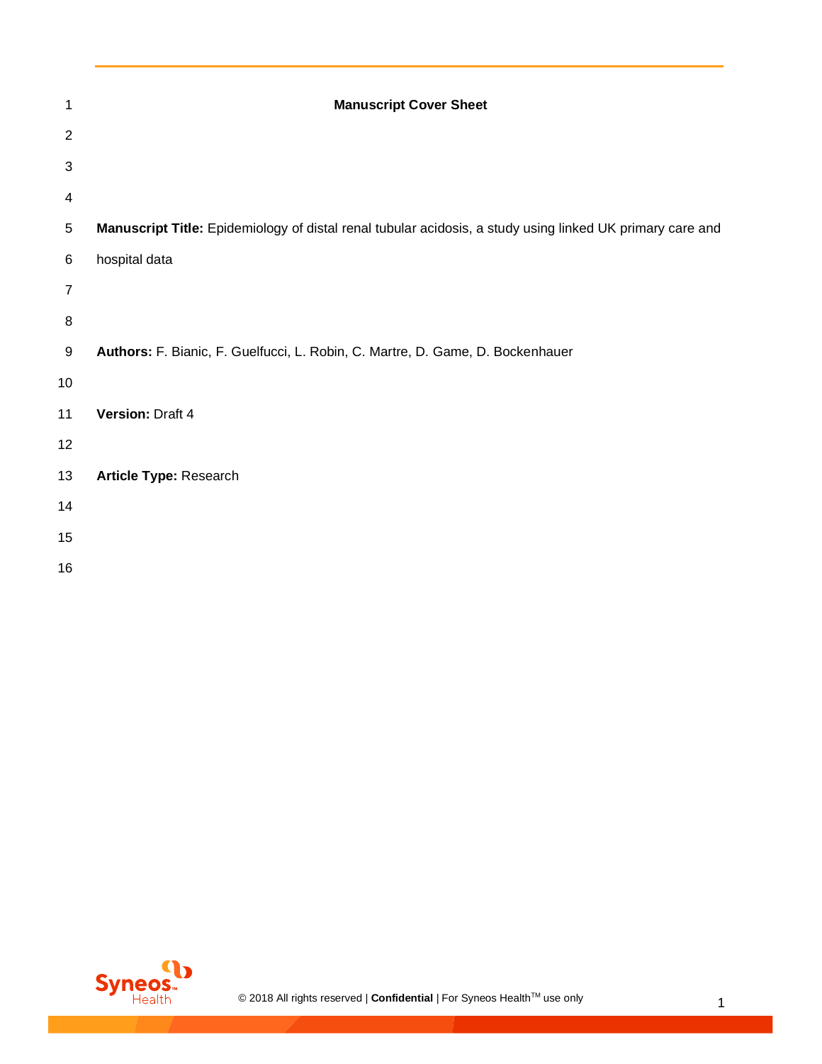# Manuscript Cover Sheet

**Manuscript Title:** Epidemiology of distal renal tubular acidosis, a study using linked UK primary care and hospital data

**Authors:** F. Bianic, F. Guelfucci, L. Robin, C. Martre, D. Game, D. Bockenhauer

**Version:** Draft 4

**Article Type:** Research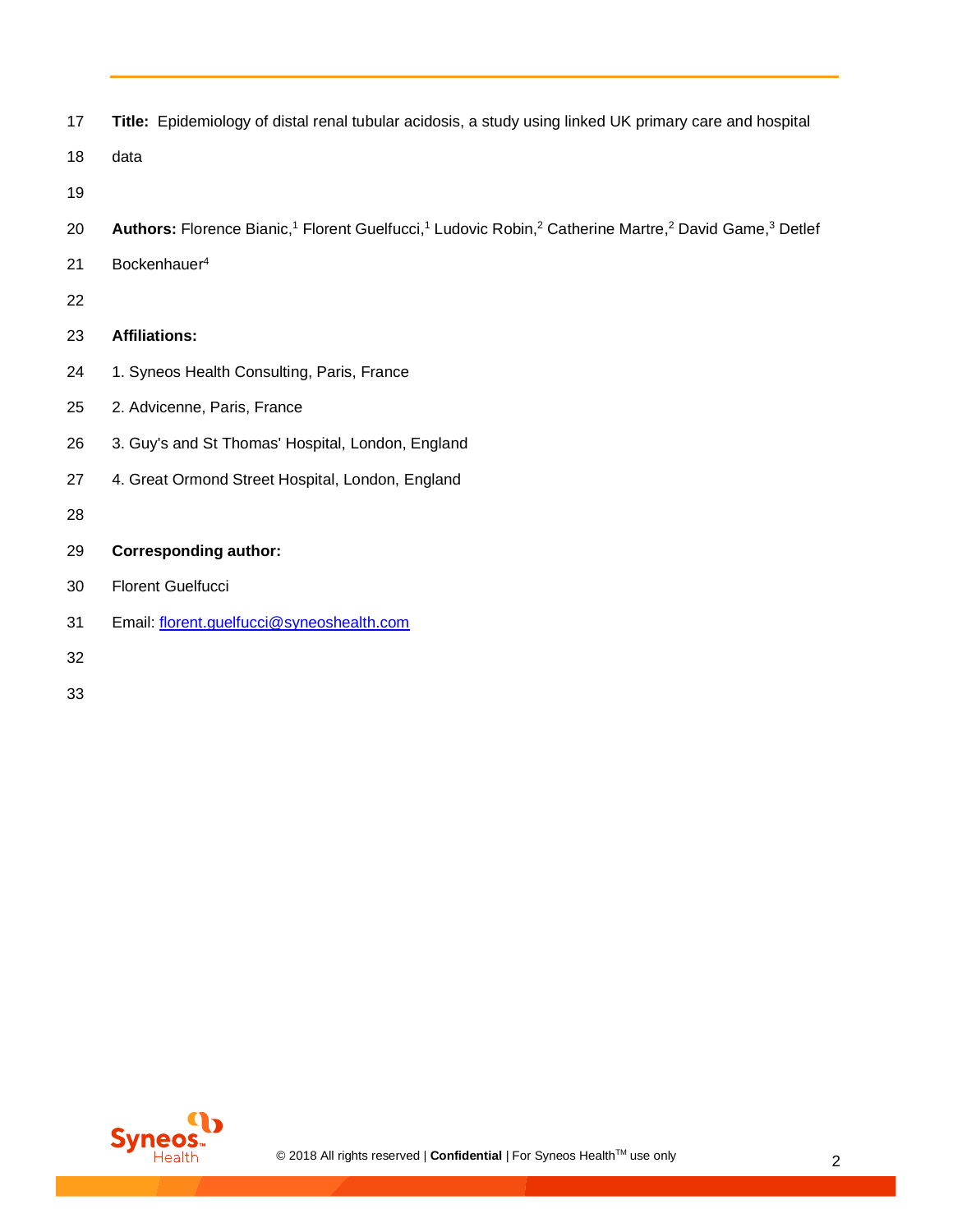**Title:** Epidemiology of distal renal tubular acidosis, a study using linked UK primary care and hospital data

**Authors:** Florence Bianic,[1] Florent Guelfucci,[1] Ludovic Robin,[2] Catherine Martre,[2] David Game,[3] Detlef Bockenhauer[4]

**Affiliations:**

1. Syneos Health Consulting, Paris, France
2. Advicenne, Paris, France
3. Guy's and St Thomas' Hospital, London, England
4. Great Ormond Street Hospital, London, England

**Corresponding author:**

Florent Guelfucci

Email: florent.guelfucci@syneoshealth.com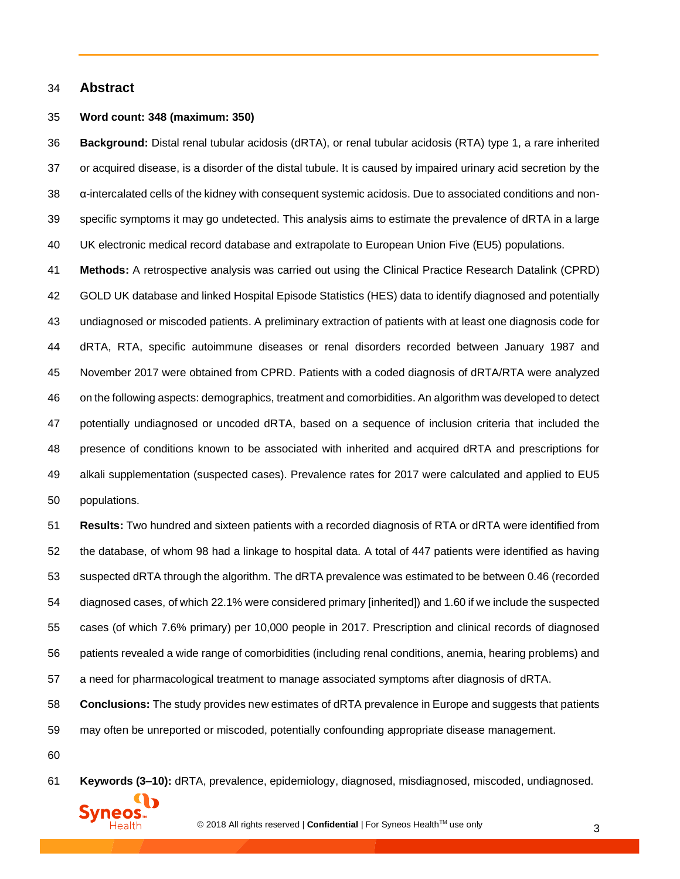## Abstract

**Word count: 348 (maximum: 350)**

**Background:** Distal renal tubular acidosis (dRTA), or renal tubular acidosis (RTA) type 1, a rare inherited or acquired disease, is a disorder of the distal tubule. It is caused by impaired urinary acid secretion by the α-intercalated cells of the kidney with consequent systemic acidosis. Due to associated conditions and non-specific symptoms it may go undetected. This analysis aims to estimate the prevalence of dRTA in a large UK electronic medical record database and extrapolate to European Union Five (EU5) populations.

**Methods:** A retrospective analysis was carried out using the Clinical Practice Research Datalink (CPRD) GOLD UK database and linked Hospital Episode Statistics (HES) data to identify diagnosed and potentially undiagnosed or miscoded patients. A preliminary extraction of patients with at least one diagnosis code for dRTA, RTA, specific autoimmune diseases or renal disorders recorded between January 1987 and November 2017 were obtained from CPRD. Patients with a coded diagnosis of dRTA/RTA were analyzed on the following aspects: demographics, treatment and comorbidities. An algorithm was developed to detect potentially undiagnosed or uncoded dRTA, based on a sequence of inclusion criteria that included the presence of conditions known to be associated with inherited and acquired dRTA and prescriptions for alkali supplementation (suspected cases). Prevalence rates for 2017 were calculated and applied to EU5 populations.

**Results:** Two hundred and sixteen patients with a recorded diagnosis of RTA or dRTA were identified from the database, of whom 98 had a linkage to hospital data. A total of 447 patients were identified as having suspected dRTA through the algorithm. The dRTA prevalence was estimated to be between 0.46 (recorded diagnosed cases, of which 22.1% were considered primary [inherited]) and 1.60 if we include the suspected cases (of which 7.6% primary) per 10,000 people in 2017. Prescription and clinical records of diagnosed patients revealed a wide range of comorbidities (including renal conditions, anemia, hearing problems) and a need for pharmacological treatment to manage associated symptoms after diagnosis of dRTA.

**Conclusions:** The study provides new estimates of dRTA prevalence in Europe and suggests that patients may often be unreported or miscoded, potentially confounding appropriate disease management.

**Keywords (3–10):** dRTA, prevalence, epidemiology, diagnosed, misdiagnosed, miscoded, undiagnosed.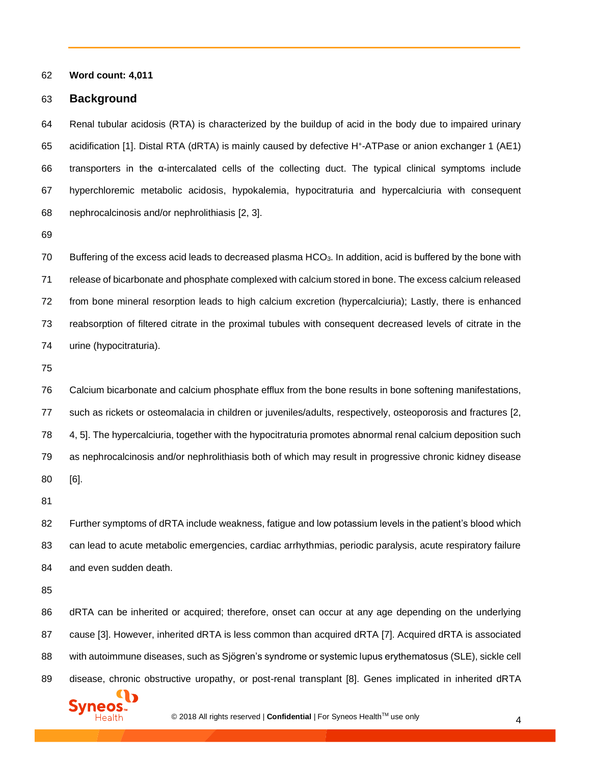**Word count: 4,011**

## Background

Renal tubular acidosis (RTA) is characterized by the buildup of acid in the body due to impaired urinary acidification [1]. Distal RTA (dRTA) is mainly caused by defective $H^+$-ATPase or anion exchanger 1 (AE1) transporters in the α-intercalated cells of the collecting duct. The typical clinical symptoms include hyperchloremic metabolic acidosis, hypokalemia, hypocitraturia and hypercalciuria with consequent nephrocalcinosis and/or nephrolithiasis [2, 3].

Buffering of the excess acid leads to decreased plasma $HCO_3$. In addition, acid is buffered by the bone with release of bicarbonate and phosphate complexed with calcium stored in bone. The excess calcium released from bone mineral resorption leads to high calcium excretion (hypercalciuria); Lastly, there is enhanced reabsorption of filtered citrate in the proximal tubules with consequent decreased levels of citrate in the urine (hypocitraturia).

Calcium bicarbonate and calcium phosphate efflux from the bone results in bone softening manifestations, such as rickets or osteomalacia in children or juveniles/adults, respectively, osteoporosis and fractures [2, 4, 5]. The hypercalciuria, together with the hypocitraturia promotes abnormal renal calcium deposition such as nephrocalcinosis and/or nephrolithiasis both of which may result in progressive chronic kidney disease [6].

Further symptoms of dRTA include weakness, fatigue and low potassium levels in the patient's blood which can lead to acute metabolic emergencies, cardiac arrhythmias, periodic paralysis, acute respiratory failure and even sudden death.

dRTA can be inherited or acquired; therefore, onset can occur at any age depending on the underlying cause [3]. However, inherited dRTA is less common than acquired dRTA [7]. Acquired dRTA is associated with autoimmune diseases, such as Sjögren's syndrome or systemic lupus erythematosus (SLE), sickle cell disease, chronic obstructive uropathy, or post-renal transplant [8]. Genes implicated in inherited dRTA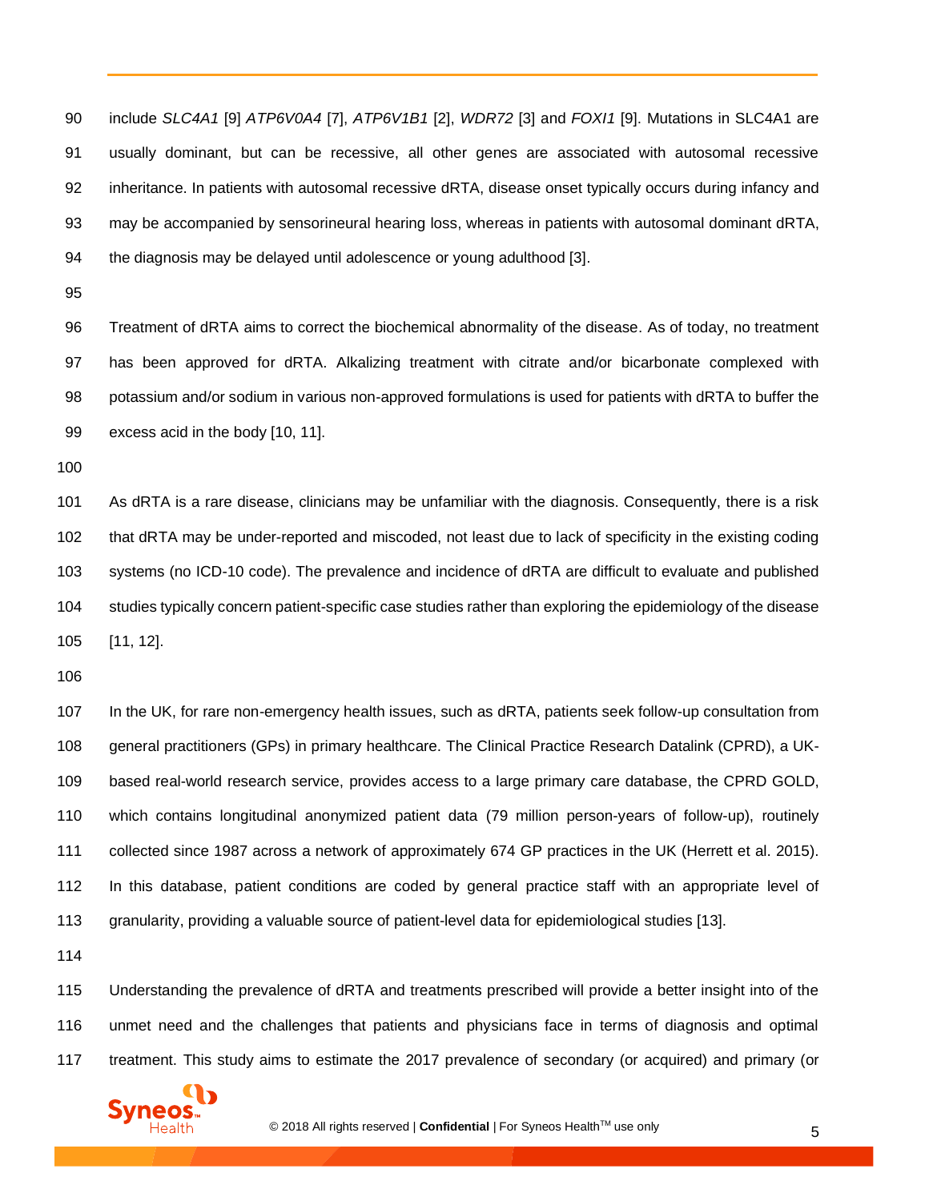include *SLC4A1* [9] *ATP6V0A4* [7], *ATP6V1B1* [2], *WDR72* [3] and *FOXI1* [9]. Mutations in SLC4A1 are usually dominant, but can be recessive, all other genes are associated with autosomal recessive inheritance. In patients with autosomal recessive dRTA, disease onset typically occurs during infancy and may be accompanied by sensorineural hearing loss, whereas in patients with autosomal dominant dRTA, the diagnosis may be delayed until adolescence or young adulthood [3].

Treatment of dRTA aims to correct the biochemical abnormality of the disease. As of today, no treatment has been approved for dRTA. Alkalizing treatment with citrate and/or bicarbonate complexed with potassium and/or sodium in various non-approved formulations is used for patients with dRTA to buffer the excess acid in the body [10, 11].

As dRTA is a rare disease, clinicians may be unfamiliar with the diagnosis. Consequently, there is a risk that dRTA may be under-reported and miscoded, not least due to lack of specificity in the existing coding systems (no ICD-10 code). The prevalence and incidence of dRTA are difficult to evaluate and published studies typically concern patient-specific case studies rather than exploring the epidemiology of the disease [11, 12].

In the UK, for rare non-emergency health issues, such as dRTA, patients seek follow-up consultation from general practitioners (GPs) in primary healthcare. The Clinical Practice Research Datalink (CPRD), a UK-based real-world research service, provides access to a large primary care database, the CPRD GOLD, which contains longitudinal anonymized patient data (79 million person-years of follow-up), routinely collected since 1987 across a network of approximately 674 GP practices in the UK (Herrett et al. 2015). In this database, patient conditions are coded by general practice staff with an appropriate level of granularity, providing a valuable source of patient-level data for epidemiological studies [13].

Understanding the prevalence of dRTA and treatments prescribed will provide a better insight into of the unmet need and the challenges that patients and physicians face in terms of diagnosis and optimal treatment. This study aims to estimate the 2017 prevalence of secondary (or acquired) and primary (or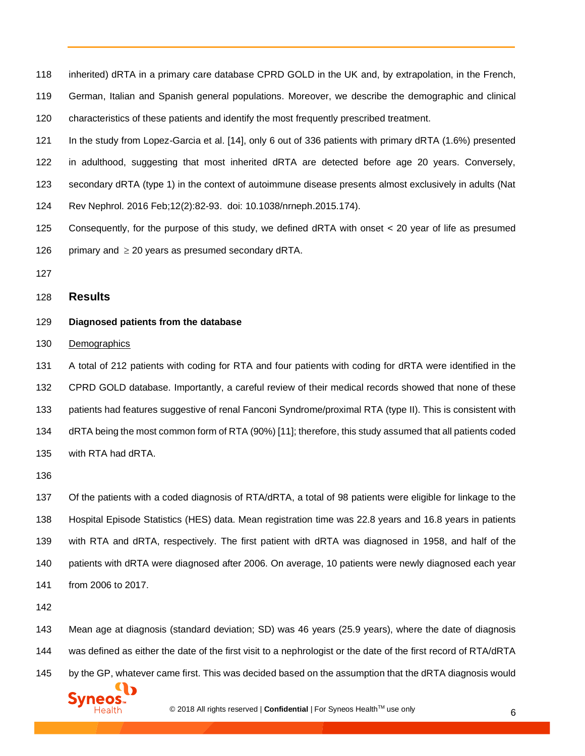inherited) dRTA in a primary care database CPRD GOLD in the UK and, by extrapolation, in the French, German, Italian and Spanish general populations. Moreover, we describe the demographic and clinical characteristics of these patients and identify the most frequently prescribed treatment.

In the study from Lopez-Garcia et al. [14], only 6 out of 336 patients with primary dRTA (1.6%) presented in adulthood, suggesting that most inherited dRTA are detected before age 20 years. Conversely, secondary dRTA (type 1) in the context of autoimmune disease presents almost exclusively in adults (Nat Rev Nephrol. 2016 Feb;12(2):82-93. doi: 10.1038/nrneph.2015.174).

Consequently, for the purpose of this study, we defined dRTA with onset < 20 year of life as presumed primary and ≥ 20 years as presumed secondary dRTA.

## Results

### Diagnosed patients from the database

Demographics

A total of 212 patients with coding for RTA and four patients with coding for dRTA were identified in the CPRD GOLD database. Importantly, a careful review of their medical records showed that none of these patients had features suggestive of renal Fanconi Syndrome/proximal RTA (type II). This is consistent with dRTA being the most common form of RTA (90%) [11]; therefore, this study assumed that all patients coded with RTA had dRTA.

Of the patients with a coded diagnosis of RTA/dRTA, a total of 98 patients were eligible for linkage to the Hospital Episode Statistics (HES) data. Mean registration time was 22.8 years and 16.8 years in patients with RTA and dRTA, respectively. The first patient with dRTA was diagnosed in 1958, and half of the patients with dRTA were diagnosed after 2006. On average, 10 patients were newly diagnosed each year from 2006 to 2017.

Mean age at diagnosis (standard deviation; SD) was 46 years (25.9 years), where the date of diagnosis was defined as either the date of the first visit to a nephrologist or the date of the first record of RTA/dRTA by the GP, whatever came first. This was decided based on the assumption that the dRTA diagnosis would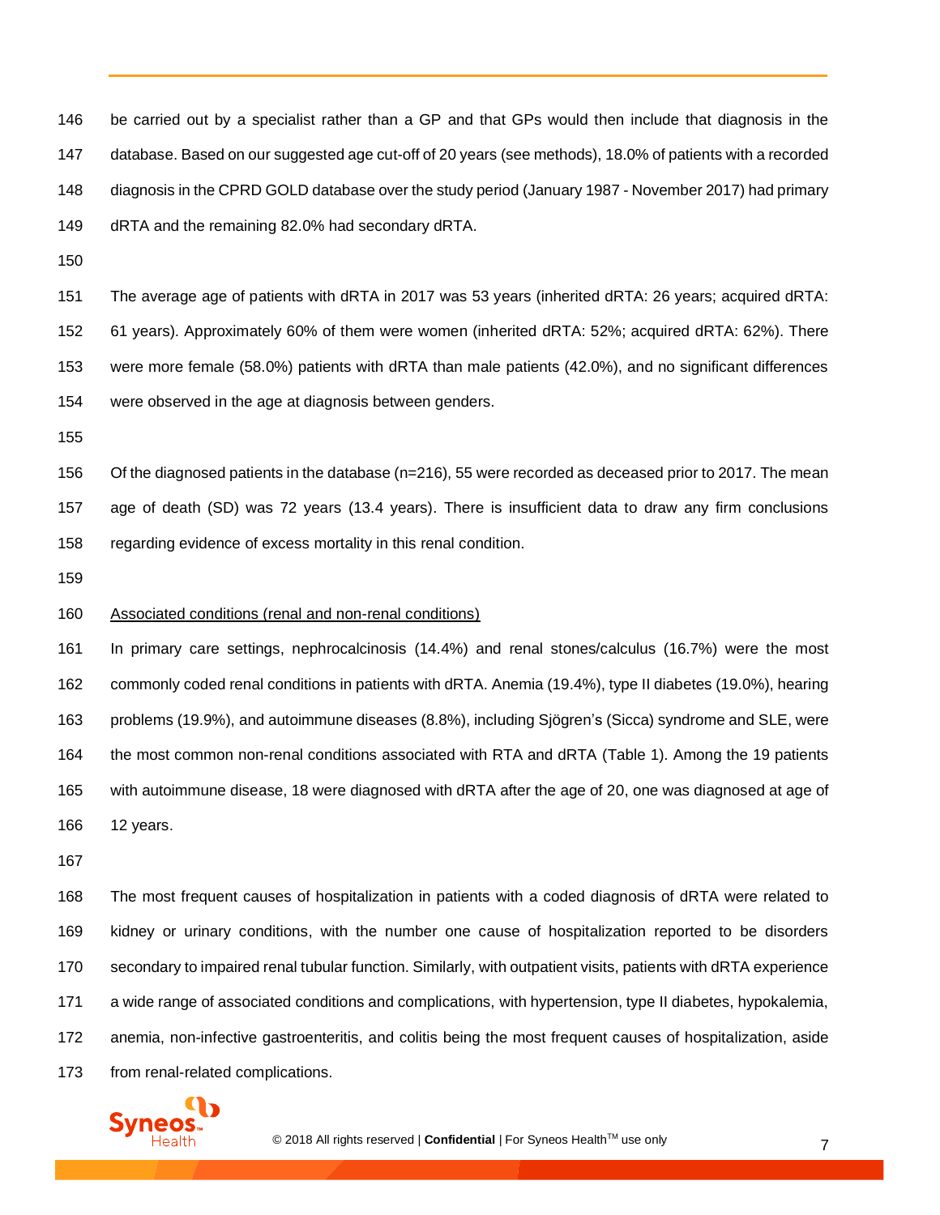be carried out by a specialist rather than a GP and that GPs would then include that diagnosis in the database. Based on our suggested age cut-off of 20 years (see methods), 18.0% of patients with a recorded diagnosis in the CPRD GOLD database over the study period (January 1987 - November 2017) had primary dRTA and the remaining 82.0% had secondary dRTA.

The average age of patients with dRTA in 2017 was 53 years (inherited dRTA: 26 years; acquired dRTA: 61 years). Approximately 60% of them were women (inherited dRTA: 52%; acquired dRTA: 62%). There were more female (58.0%) patients with dRTA than male patients (42.0%), and no significant differences were observed in the age at diagnosis between genders.

Of the diagnosed patients in the database (n=216), 55 were recorded as deceased prior to 2017. The mean age of death (SD) was 72 years (13.4 years). There is insufficient data to draw any firm conclusions regarding evidence of excess mortality in this renal condition.

Associated conditions (renal and non-renal conditions)

In primary care settings, nephrocalcinosis (14.4%) and renal stones/calculus (16.7%) were the most commonly coded renal conditions in patients with dRTA. Anemia (19.4%), type II diabetes (19.0%), hearing problems (19.9%), and autoimmune diseases (8.8%), including Sjögren's (Sicca) syndrome and SLE, were the most common non-renal conditions associated with RTA and dRTA (Table 1). Among the 19 patients with autoimmune disease, 18 were diagnosed with dRTA after the age of 20, one was diagnosed at age of 12 years.

The most frequent causes of hospitalization in patients with a coded diagnosis of dRTA were related to kidney or urinary conditions, with the number one cause of hospitalization reported to be disorders secondary to impaired renal tubular function. Similarly, with outpatient visits, patients with dRTA experience a wide range of associated conditions and complications, with hypertension, type II diabetes, hypokalemia, anemia, non-infective gastroenteritis, and colitis being the most frequent causes of hospitalization, aside from renal-related complications.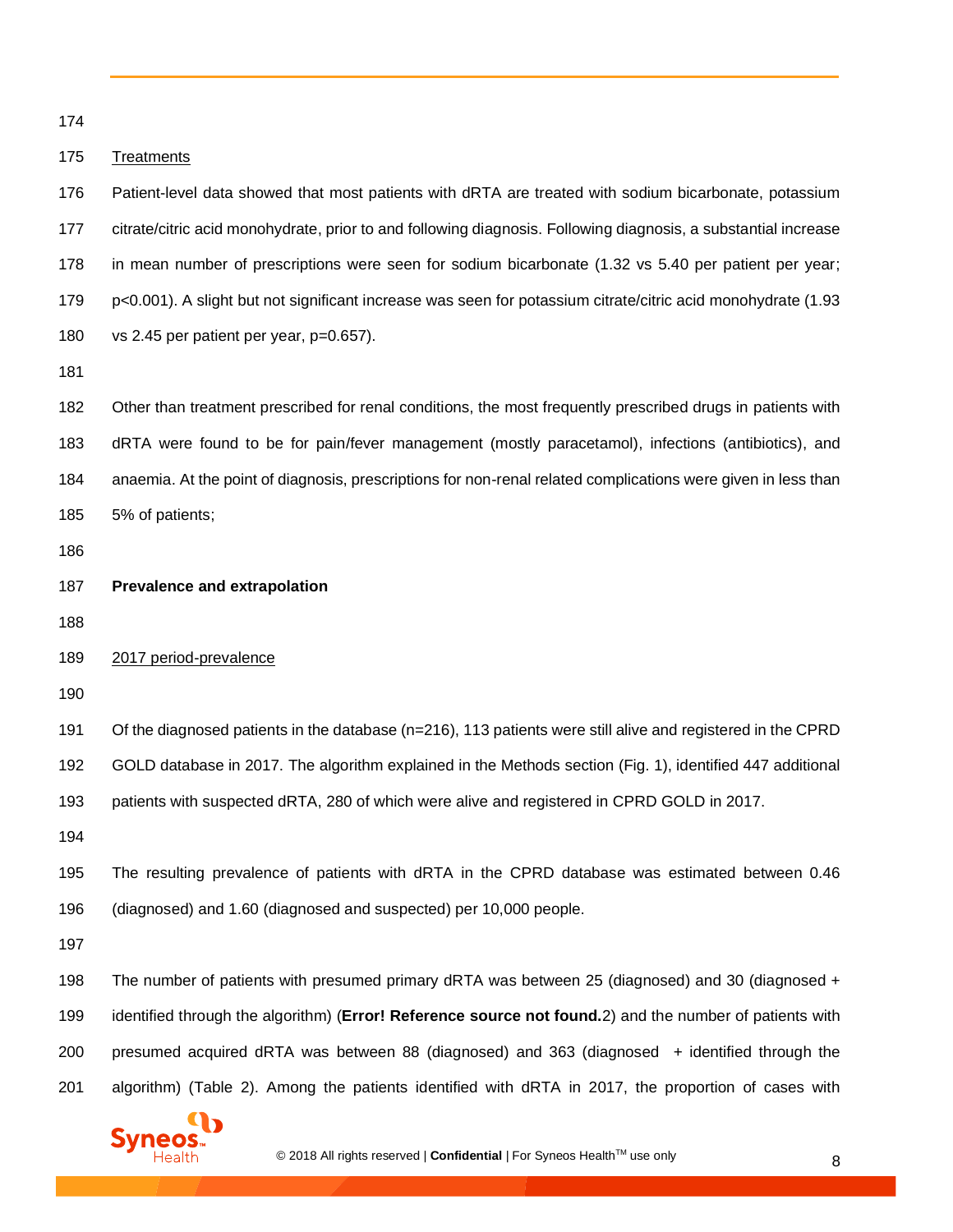<u>Treatments</u>

Patient-level data showed that most patients with dRTA are treated with sodium bicarbonate, potassium citrate/citric acid monohydrate, prior to and following diagnosis. Following diagnosis, a substantial increase in mean number of prescriptions were seen for sodium bicarbonate (1.32 vs 5.40 per patient per year; $p<0.001$). A slight but not significant increase was seen for potassium citrate/citric acid monohydrate (1.93 vs 2.45 per patient per year, $p=0.657$).

Other than treatment prescribed for renal conditions, the most frequently prescribed drugs in patients with dRTA were found to be for pain/fever management (mostly paracetamol), infections (antibiotics), and anaemia. At the point of diagnosis, prescriptions for non-renal related complications were given in less than 5% of patients;

**Prevalence and extrapolation**

<u>2017 period-prevalence</u>

Of the diagnosed patients in the database (n=216), 113 patients were still alive and registered in the CPRD GOLD database in 2017. The algorithm explained in the Methods section (Fig. 1), identified 447 additional patients with suspected dRTA, 280 of which were alive and registered in CPRD GOLD in 2017.

The resulting prevalence of patients with dRTA in the CPRD database was estimated between 0.46 (diagnosed) and 1.60 (diagnosed and suspected) per 10,000 people.

The number of patients with presumed primary dRTA was between 25 (diagnosed) and 30 (diagnosed + identified through the algorithm) (**Error! Reference source not found.**2) and the number of patients with presumed acquired dRTA was between 88 (diagnosed) and 363 (diagnosed + identified through the algorithm) (Table 2). Among the patients identified with dRTA in 2017, the proportion of cases with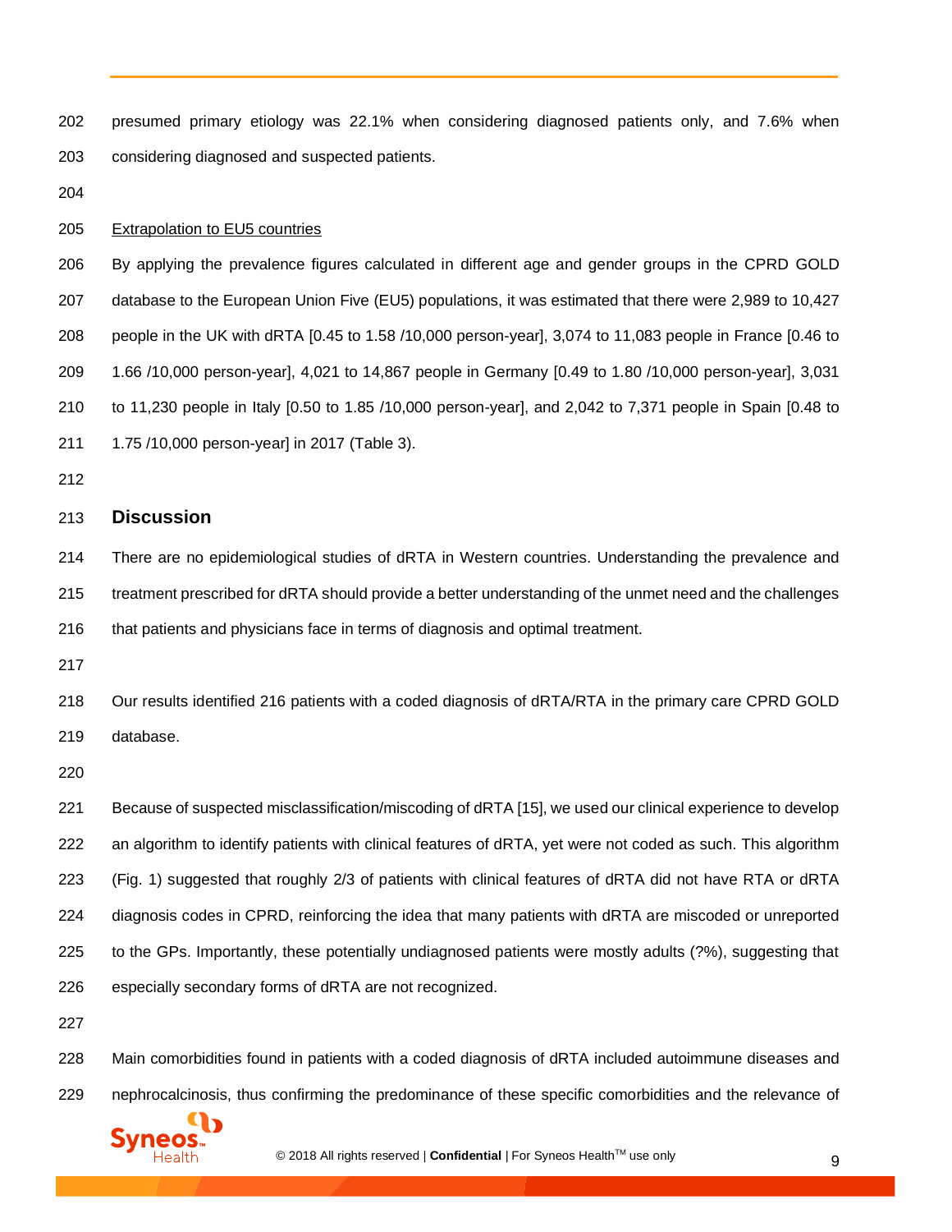presumed primary etiology was 22.1% when considering diagnosed patients only, and 7.6% when considering diagnosed and suspected patients.

Extrapolation to EU5 countries

By applying the prevalence figures calculated in different age and gender groups in the CPRD GOLD database to the European Union Five (EU5) populations, it was estimated that there were 2,989 to 10,427 people in the UK with dRTA [0.45 to 1.58 /10,000 person-year], 3,074 to 11,083 people in France [0.46 to 1.66 /10,000 person-year], 4,021 to 14,867 people in Germany [0.49 to 1.80 /10,000 person-year], 3,031 to 11,230 people in Italy [0.50 to 1.85 /10,000 person-year], and 2,042 to 7,371 people in Spain [0.48 to 1.75 /10,000 person-year] in 2017 (Table 3).

## Discussion

There are no epidemiological studies of dRTA in Western countries. Understanding the prevalence and treatment prescribed for dRTA should provide a better understanding of the unmet need and the challenges that patients and physicians face in terms of diagnosis and optimal treatment.

Our results identified 216 patients with a coded diagnosis of dRTA/RTA in the primary care CPRD GOLD database.

Because of suspected misclassification/miscoding of dRTA [15], we used our clinical experience to develop an algorithm to identify patients with clinical features of dRTA, yet were not coded as such. This algorithm (Fig. 1) suggested that roughly 2/3 of patients with clinical features of dRTA did not have RTA or dRTA diagnosis codes in CPRD, reinforcing the idea that many patients with dRTA are miscoded or unreported to the GPs. Importantly, these potentially undiagnosed patients were mostly adults (?%), suggesting that especially secondary forms of dRTA are not recognized.

Main comorbidities found in patients with a coded diagnosis of dRTA included autoimmune diseases and nephrocalcinosis, thus confirming the predominance of these specific comorbidities and the relevance of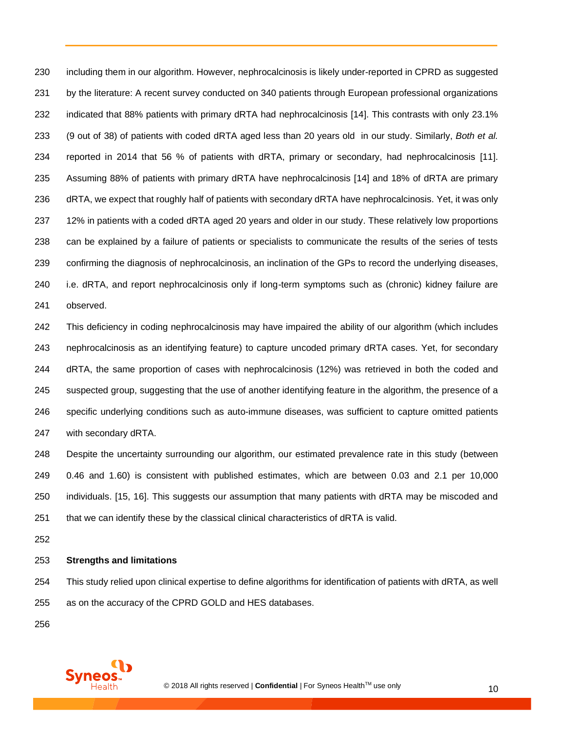including them in our algorithm. However, nephrocalcinosis is likely under-reported in CPRD as suggested by the literature: A recent survey conducted on 340 patients through European professional organizations indicated that 88% patients with primary dRTA had nephrocalcinosis [14]. This contrasts with only 23.1% (9 out of 38) of patients with coded dRTA aged less than 20 years old in our study. Similarly, *Both et al.* reported in 2014 that 56 % of patients with dRTA, primary or secondary, had nephrocalcinosis [11]. Assuming 88% of patients with primary dRTA have nephrocalcinosis [14] and 18% of dRTA are primary dRTA, we expect that roughly half of patients with secondary dRTA have nephrocalcinosis. Yet, it was only 12% in patients with a coded dRTA aged 20 years and older in our study. These relatively low proportions can be explained by a failure of patients or specialists to communicate the results of the series of tests confirming the diagnosis of nephrocalcinosis, an inclination of the GPs to record the underlying diseases, i.e. dRTA, and report nephrocalcinosis only if long-term symptoms such as (chronic) kidney failure are observed.

This deficiency in coding nephrocalcinosis may have impaired the ability of our algorithm (which includes nephrocalcinosis as an identifying feature) to capture uncoded primary dRTA cases. Yet, for secondary dRTA, the same proportion of cases with nephrocalcinosis (12%) was retrieved in both the coded and suspected group, suggesting that the use of another identifying feature in the algorithm, the presence of a specific underlying conditions such as auto-immune diseases, was sufficient to capture omitted patients with secondary dRTA.

Despite the uncertainty surrounding our algorithm, our estimated prevalence rate in this study (between 0.46 and 1.60) is consistent with published estimates, which are between 0.03 and 2.1 per 10,000 individuals. [15, 16]. This suggests our assumption that many patients with dRTA may be miscoded and that we can identify these by the classical clinical characteristics of dRTA is valid.

**Strengths and limitations**

This study relied upon clinical expertise to define algorithms for identification of patients with dRTA, as well as on the accuracy of the CPRD GOLD and HES databases.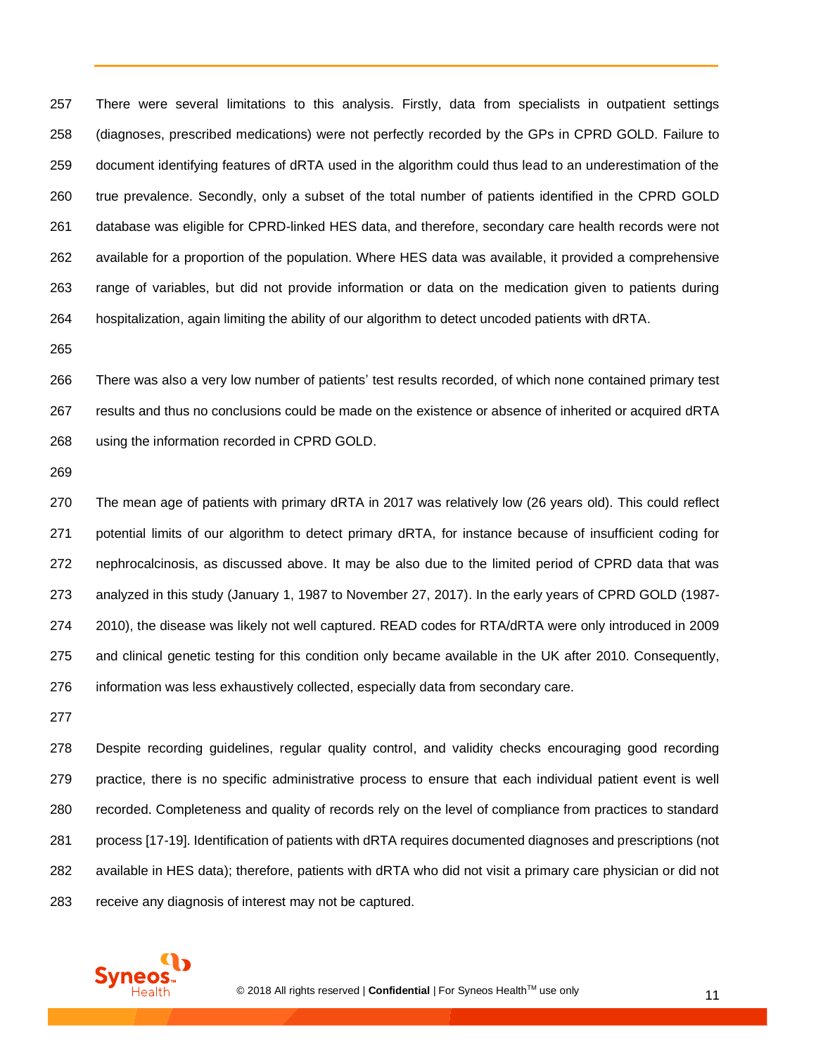There were several limitations to this analysis. Firstly, data from specialists in outpatient settings (diagnoses, prescribed medications) were not perfectly recorded by the GPs in CPRD GOLD. Failure to document identifying features of dRTA used in the algorithm could thus lead to an underestimation of the true prevalence. Secondly, only a subset of the total number of patients identified in the CPRD GOLD database was eligible for CPRD-linked HES data, and therefore, secondary care health records were not available for a proportion of the population. Where HES data was available, it provided a comprehensive range of variables, but did not provide information or data on the medication given to patients during hospitalization, again limiting the ability of our algorithm to detect uncoded patients with dRTA.

There was also a very low number of patients' test results recorded, of which none contained primary test results and thus no conclusions could be made on the existence or absence of inherited or acquired dRTA using the information recorded in CPRD GOLD.

The mean age of patients with primary dRTA in 2017 was relatively low (26 years old). This could reflect potential limits of our algorithm to detect primary dRTA, for instance because of insufficient coding for nephrocalcinosis, as discussed above. It may be also due to the limited period of CPRD data that was analyzed in this study (January 1, 1987 to November 27, 2017). In the early years of CPRD GOLD (1987-2010), the disease was likely not well captured. READ codes for RTA/dRTA were only introduced in 2009 and clinical genetic testing for this condition only became available in the UK after 2010. Consequently, information was less exhaustively collected, especially data from secondary care.

Despite recording guidelines, regular quality control, and validity checks encouraging good recording practice, there is no specific administrative process to ensure that each individual patient event is well recorded. Completeness and quality of records rely on the level of compliance from practices to standard process [17-19]. Identification of patients with dRTA requires documented diagnoses and prescriptions (not available in HES data); therefore, patients with dRTA who did not visit a primary care physician or did not receive any diagnosis of interest may not be captured.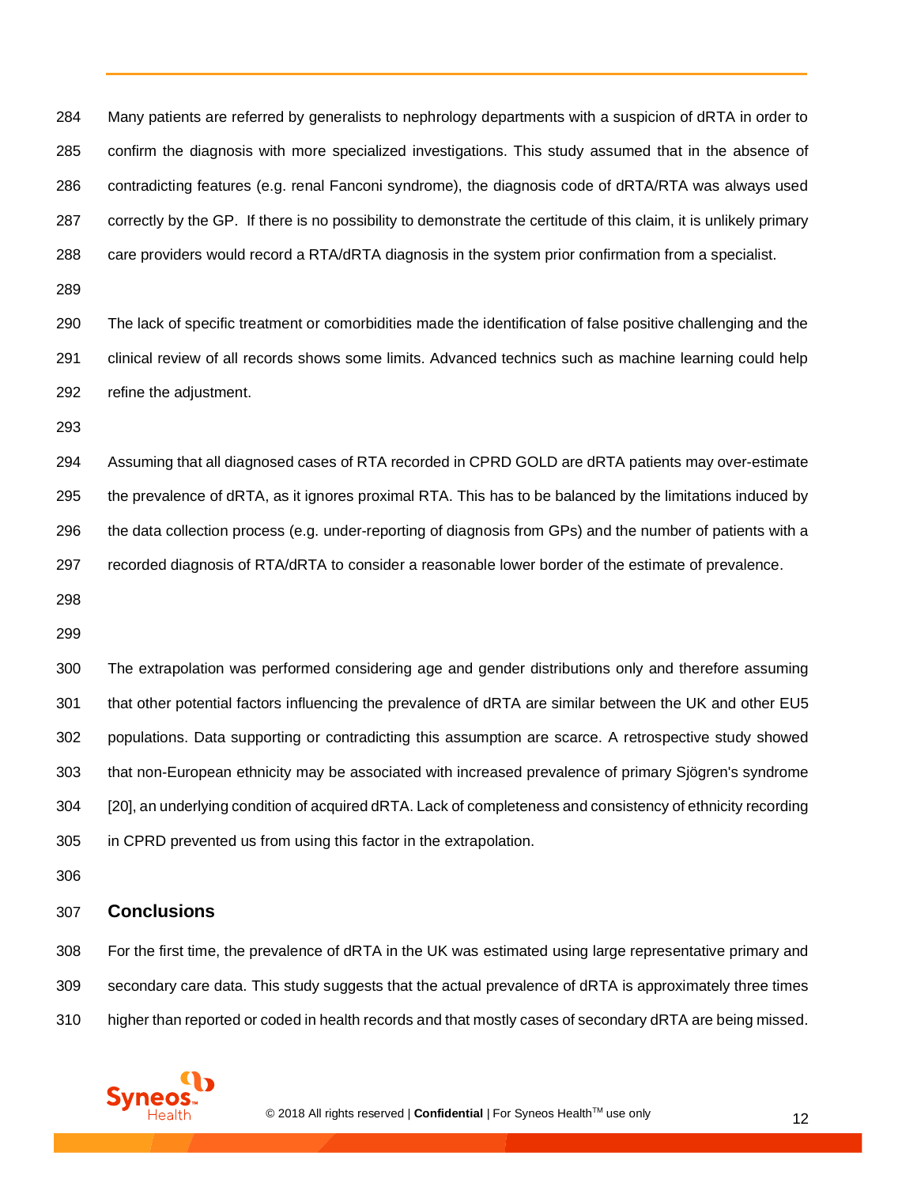Many patients are referred by generalists to nephrology departments with a suspicion of dRTA in order to confirm the diagnosis with more specialized investigations. This study assumed that in the absence of contradicting features (e.g. renal Fanconi syndrome), the diagnosis code of dRTA/RTA was always used correctly by the GP. If there is no possibility to demonstrate the certitude of this claim, it is unlikely primary care providers would record a RTA/dRTA diagnosis in the system prior confirmation from a specialist.

The lack of specific treatment or comorbidities made the identification of false positive challenging and the clinical review of all records shows some limits. Advanced technics such as machine learning could help refine the adjustment.

Assuming that all diagnosed cases of RTA recorded in CPRD GOLD are dRTA patients may over-estimate the prevalence of dRTA, as it ignores proximal RTA. This has to be balanced by the limitations induced by the data collection process (e.g. under-reporting of diagnosis from GPs) and the number of patients with a recorded diagnosis of RTA/dRTA to consider a reasonable lower border of the estimate of prevalence.

The extrapolation was performed considering age and gender distributions only and therefore assuming that other potential factors influencing the prevalence of dRTA are similar between the UK and other EU5 populations. Data supporting or contradicting this assumption are scarce. A retrospective study showed that non-European ethnicity may be associated with increased prevalence of primary Sjögren's syndrome [20], an underlying condition of acquired dRTA. Lack of completeness and consistency of ethnicity recording in CPRD prevented us from using this factor in the extrapolation.

## Conclusions

For the first time, the prevalence of dRTA in the UK was estimated using large representative primary and secondary care data. This study suggests that the actual prevalence of dRTA is approximately three times higher than reported or coded in health records and that mostly cases of secondary dRTA are being missed.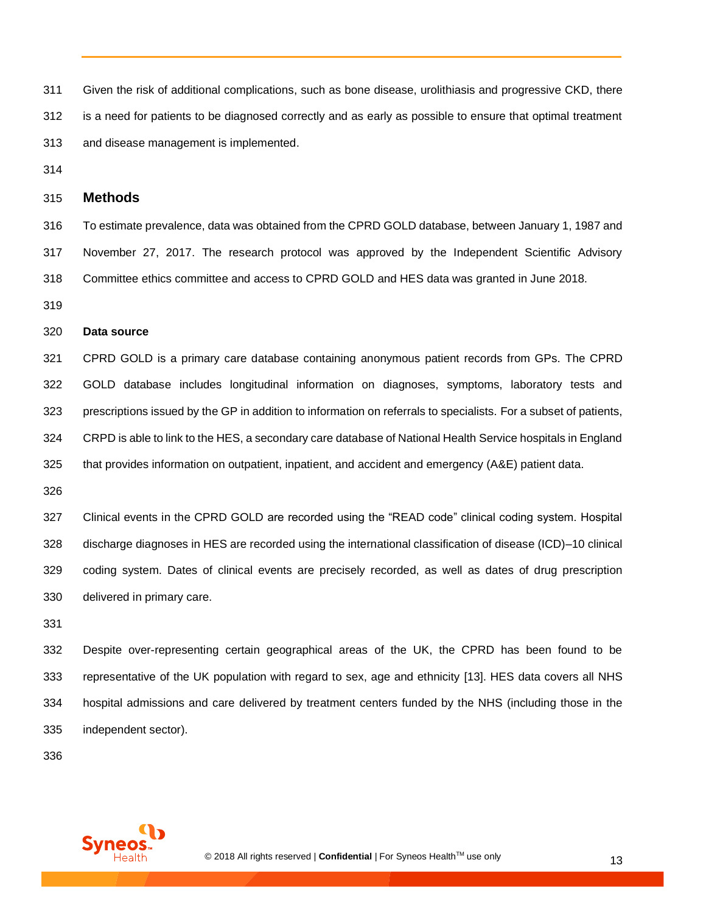Given the risk of additional complications, such as bone disease, urolithiasis and progressive CKD, there is a need for patients to be diagnosed correctly and as early as possible to ensure that optimal treatment and disease management is implemented.

## Methods

To estimate prevalence, data was obtained from the CPRD GOLD database, between January 1, 1987 and November 27, 2017. The research protocol was approved by the Independent Scientific Advisory Committee ethics committee and access to CPRD GOLD and HES data was granted in June 2018.

**Data source**

CPRD GOLD is a primary care database containing anonymous patient records from GPs. The CPRD GOLD database includes longitudinal information on diagnoses, symptoms, laboratory tests and prescriptions issued by the GP in addition to information on referrals to specialists. For a subset of patients, CRPD is able to link to the HES, a secondary care database of National Health Service hospitals in England that provides information on outpatient, inpatient, and accident and emergency (A&E) patient data.

Clinical events in the CPRD GOLD are recorded using the "READ code" clinical coding system. Hospital discharge diagnoses in HES are recorded using the international classification of disease (ICD)–10 clinical coding system. Dates of clinical events are precisely recorded, as well as dates of drug prescription delivered in primary care.

Despite over-representing certain geographical areas of the UK, the CPRD has been found to be representative of the UK population with regard to sex, age and ethnicity [13]. HES data covers all NHS hospital admissions and care delivered by treatment centers funded by the NHS (including those in the independent sector).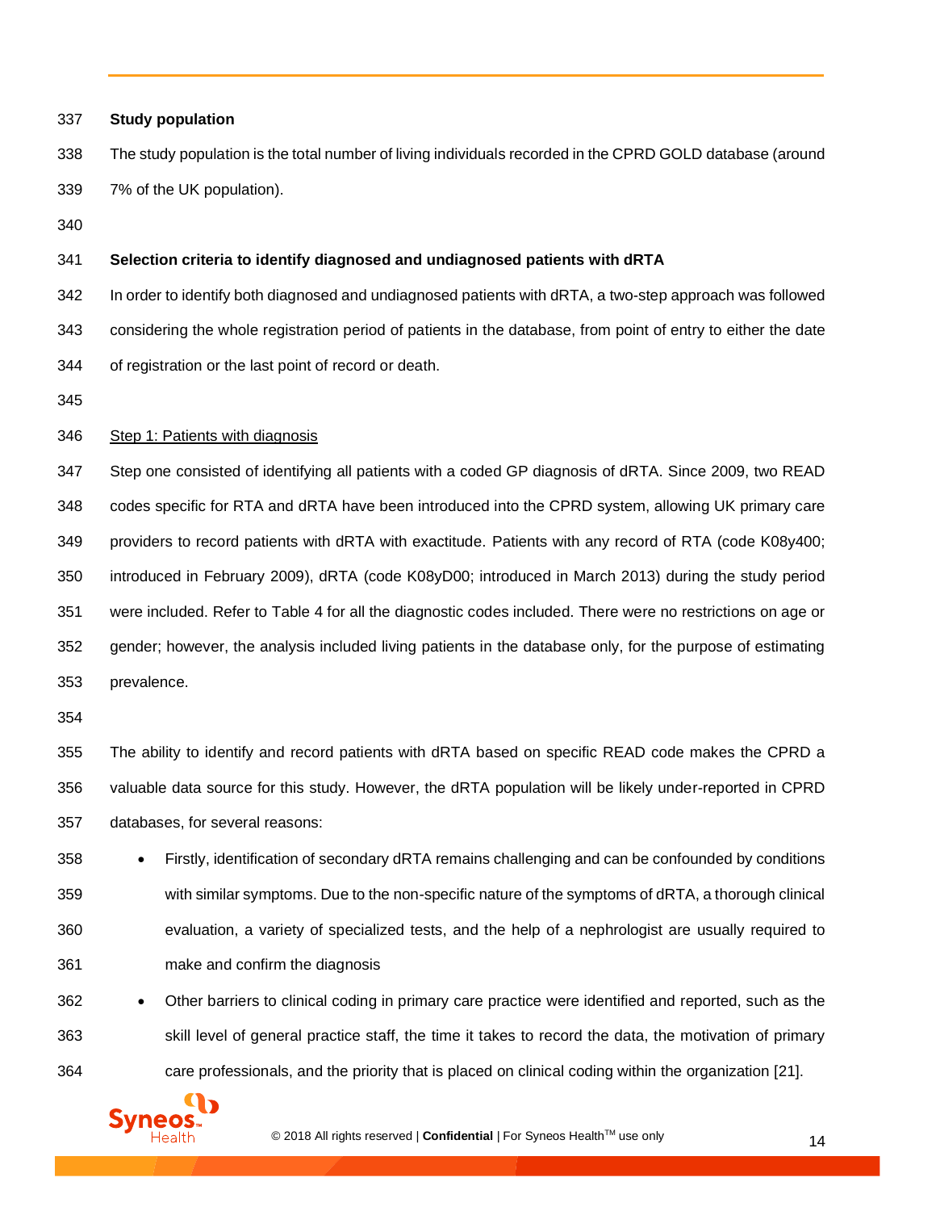**Study population**

The study population is the total number of living individuals recorded in the CPRD GOLD database (around 7% of the UK population).

**Selection criteria to identify diagnosed and undiagnosed patients with dRTA**

In order to identify both diagnosed and undiagnosed patients with dRTA, a two-step approach was followed considering the whole registration period of patients in the database, from point of entry to either the date of registration or the last point of record or death.

Step 1: Patients with diagnosis

Step one consisted of identifying all patients with a coded GP diagnosis of dRTA. Since 2009, two READ codes specific for RTA and dRTA have been introduced into the CPRD system, allowing UK primary care providers to record patients with dRTA with exactitude. Patients with any record of RTA (code K08y400; introduced in February 2009), dRTA (code K08yD00; introduced in March 2013) during the study period were included. Refer to Table 4 for all the diagnostic codes included. There were no restrictions on age or gender; however, the analysis included living patients in the database only, for the purpose of estimating prevalence.

The ability to identify and record patients with dRTA based on specific READ code makes the CPRD a valuable data source for this study. However, the dRTA population will be likely under-reported in CPRD databases, for several reasons:

- Firstly, identification of secondary dRTA remains challenging and can be confounded by conditions with similar symptoms. Due to the non-specific nature of the symptoms of dRTA, a thorough clinical evaluation, a variety of specialized tests, and the help of a nephrologist are usually required to make and confirm the diagnosis
- Other barriers to clinical coding in primary care practice were identified and reported, such as the skill level of general practice staff, the time it takes to record the data, the motivation of primary care professionals, and the priority that is placed on clinical coding within the organization [21].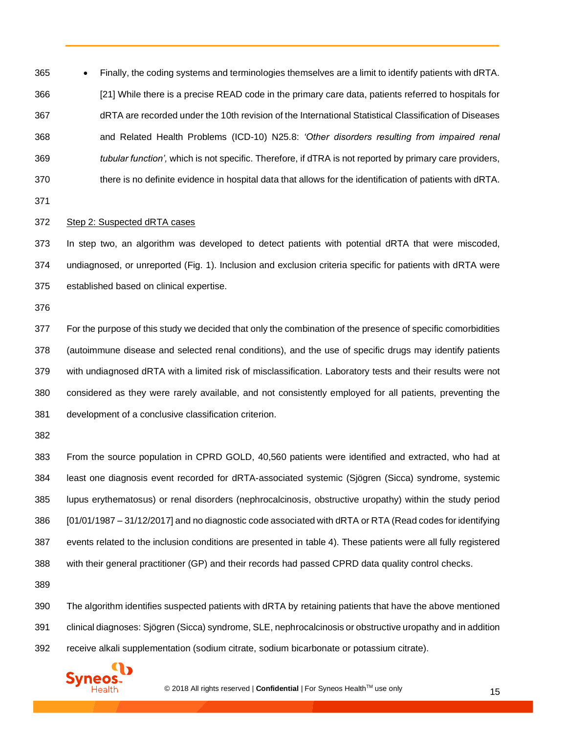- Finally, the coding systems and terminologies themselves are a limit to identify patients with dRTA. [21] While there is a precise READ code in the primary care data, patients referred to hospitals for dRTA are recorded under the 10th revision of the International Statistical Classification of Diseases and Related Health Problems (ICD-10) N25.8: *'Other disorders resulting from impaired renal tubular function',* which is not specific. Therefore, if dTRA is not reported by primary care providers, there is no definite evidence in hospital data that allows for the identification of patients with dRTA.

<u>Step 2: Suspected dRTA cases</u>

In step two, an algorithm was developed to detect patients with potential dRTA that were miscoded, undiagnosed, or unreported (Fig. 1). Inclusion and exclusion criteria specific for patients with dRTA were established based on clinical expertise.

For the purpose of this study we decided that only the combination of the presence of specific comorbidities (autoimmune disease and selected renal conditions), and the use of specific drugs may identify patients with undiagnosed dRTA with a limited risk of misclassification. Laboratory tests and their results were not considered as they were rarely available, and not consistently employed for all patients, preventing the development of a conclusive classification criterion.

From the source population in CPRD GOLD, 40,560 patients were identified and extracted, who had at least one diagnosis event recorded for dRTA-associated systemic (Sjögren (Sicca) syndrome, systemic lupus erythematosus) or renal disorders (nephrocalcinosis, obstructive uropathy) within the study period [01/01/1987 – 31/12/2017] and no diagnostic code associated with dRTA or RTA (Read codes for identifying events related to the inclusion conditions are presented in table 4). These patients were all fully registered with their general practitioner (GP) and their records had passed CPRD data quality control checks.

The algorithm identifies suspected patients with dRTA by retaining patients that have the above mentioned clinical diagnoses: Sjögren (Sicca) syndrome, SLE, nephrocalcinosis or obstructive uropathy and in addition receive alkali supplementation (sodium citrate, sodium bicarbonate or potassium citrate).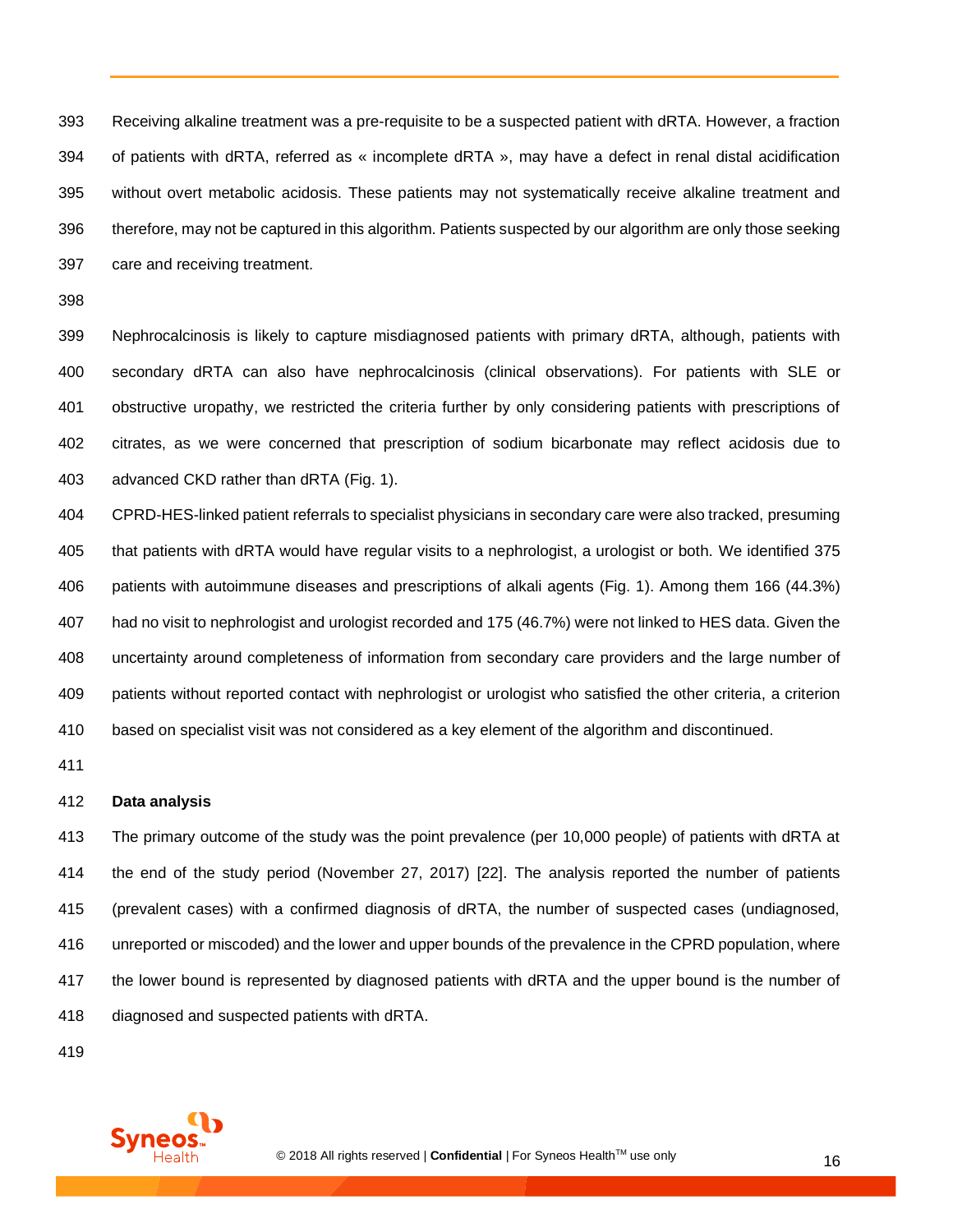Receiving alkaline treatment was a pre-requisite to be a suspected patient with dRTA. However, a fraction of patients with dRTA, referred as « incomplete dRTA », may have a defect in renal distal acidification without overt metabolic acidosis. These patients may not systematically receive alkaline treatment and therefore, may not be captured in this algorithm. Patients suspected by our algorithm are only those seeking care and receiving treatment.

Nephrocalcinosis is likely to capture misdiagnosed patients with primary dRTA, although, patients with secondary dRTA can also have nephrocalcinosis (clinical observations). For patients with SLE or obstructive uropathy, we restricted the criteria further by only considering patients with prescriptions of citrates, as we were concerned that prescription of sodium bicarbonate may reflect acidosis due to advanced CKD rather than dRTA (Fig. 1).

CPRD-HES-linked patient referrals to specialist physicians in secondary care were also tracked, presuming that patients with dRTA would have regular visits to a nephrologist, a urologist or both. We identified 375 patients with autoimmune diseases and prescriptions of alkali agents (Fig. 1). Among them 166 (44.3%) had no visit to nephrologist and urologist recorded and 175 (46.7%) were not linked to HES data. Given the uncertainty around completeness of information from secondary care providers and the large number of patients without reported contact with nephrologist or urologist who satisfied the other criteria, a criterion based on specialist visit was not considered as a key element of the algorithm and discontinued.

**Data analysis**

The primary outcome of the study was the point prevalence (per 10,000 people) of patients with dRTA at the end of the study period (November 27, 2017) [22]. The analysis reported the number of patients (prevalent cases) with a confirmed diagnosis of dRTA, the number of suspected cases (undiagnosed, unreported or miscoded) and the lower and upper bounds of the prevalence in the CPRD population, where the lower bound is represented by diagnosed patients with dRTA and the upper bound is the number of diagnosed and suspected patients with dRTA.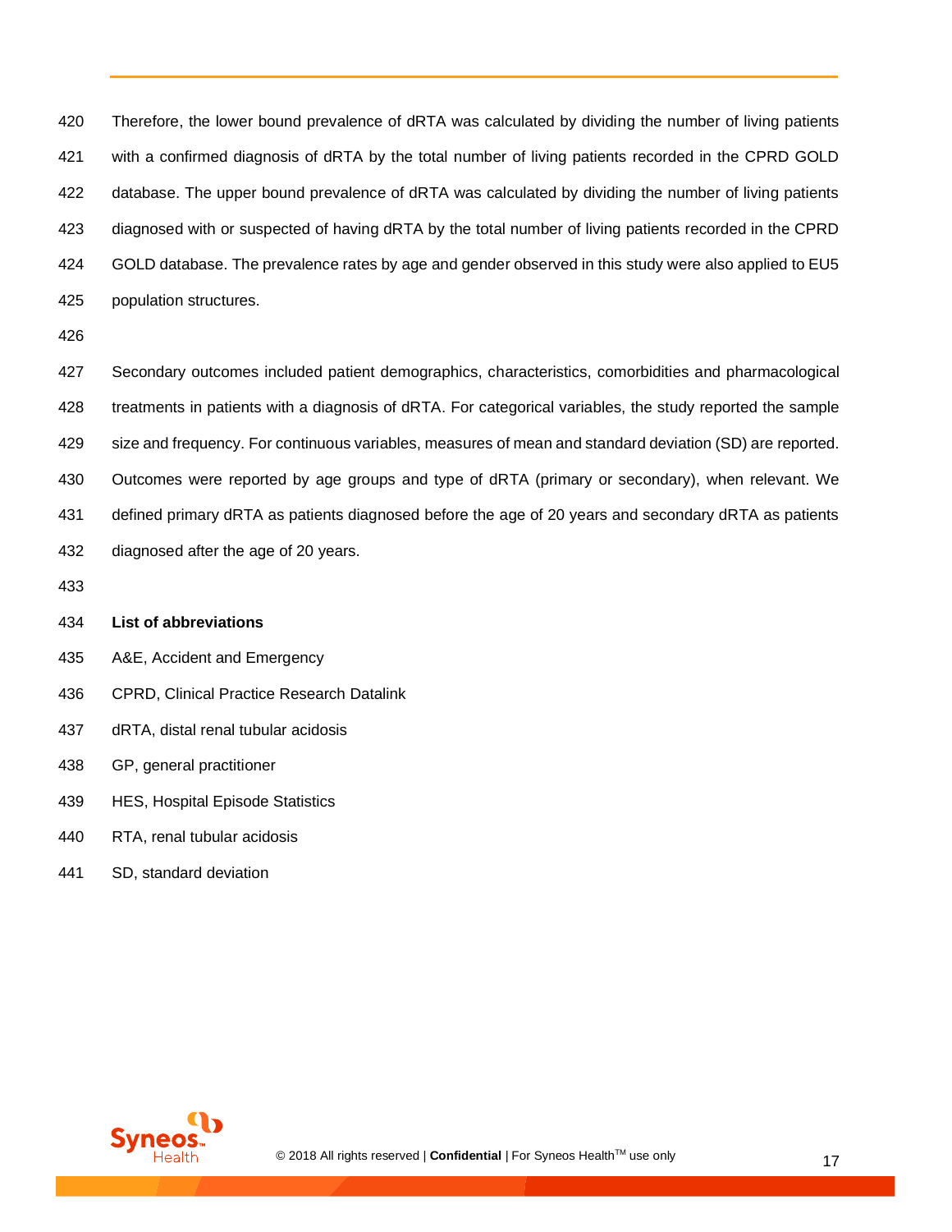Therefore, the lower bound prevalence of dRTA was calculated by dividing the number of living patients with a confirmed diagnosis of dRTA by the total number of living patients recorded in the CPRD GOLD database. The upper bound prevalence of dRTA was calculated by dividing the number of living patients diagnosed with or suspected of having dRTA by the total number of living patients recorded in the CPRD GOLD database. The prevalence rates by age and gender observed in this study were also applied to EU5 population structures.

Secondary outcomes included patient demographics, characteristics, comorbidities and pharmacological treatments in patients with a diagnosis of dRTA. For categorical variables, the study reported the sample size and frequency. For continuous variables, measures of mean and standard deviation (SD) are reported. Outcomes were reported by age groups and type of dRTA (primary or secondary), when relevant. We defined primary dRTA as patients diagnosed before the age of 20 years and secondary dRTA as patients diagnosed after the age of 20 years.

**List of abbreviations**

A&E, Accident and Emergency

CPRD, Clinical Practice Research Datalink

dRTA, distal renal tubular acidosis

GP, general practitioner

HES, Hospital Episode Statistics

RTA, renal tubular acidosis

SD, standard deviation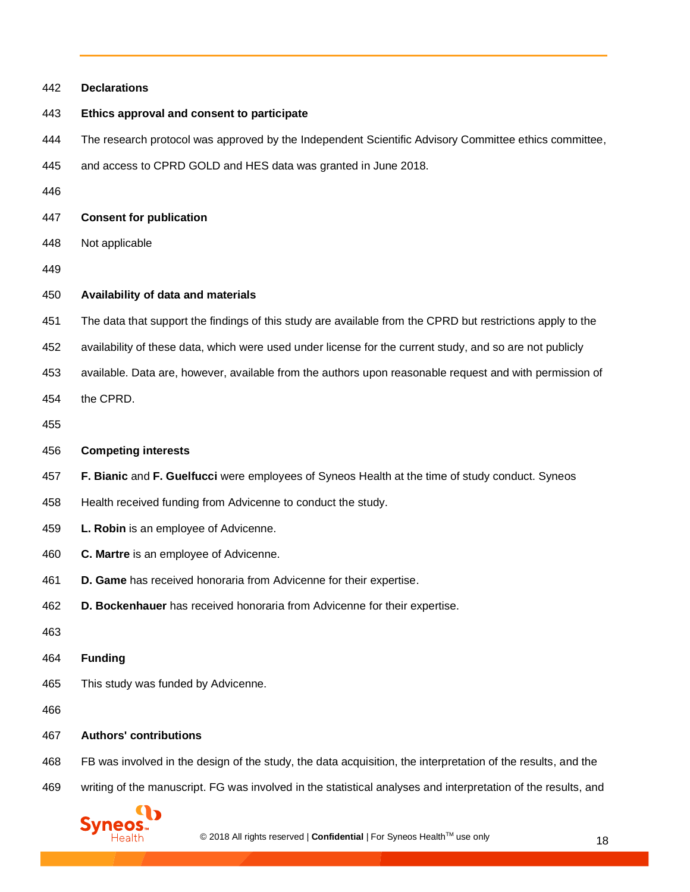## Declarations

### Ethics approval and consent to participate

The research protocol was approved by the Independent Scientific Advisory Committee ethics committee, and access to CPRD GOLD and HES data was granted in June 2018.

### Consent for publication

Not applicable

### Availability of data and materials

The data that support the findings of this study are available from the CPRD but restrictions apply to the availability of these data, which were used under license for the current study, and so are not publicly available. Data are, however, available from the authors upon reasonable request and with permission of the CPRD.

### Competing interests

**F. Bianic** and **F. Guelfucci** were employees of Syneos Health at the time of study conduct. Syneos Health received funding from Advicenne to conduct the study.

**L. Robin** is an employee of Advicenne.

**C. Martre** is an employee of Advicenne.

**D. Game** has received honoraria from Advicenne for their expertise.

**D. Bockenhauer** has received honoraria from Advicenne for their expertise.

### Funding

This study was funded by Advicenne.

### Authors' contributions

FB was involved in the design of the study, the data acquisition, the interpretation of the results, and the writing of the manuscript. FG was involved in the statistical analyses and interpretation of the results, and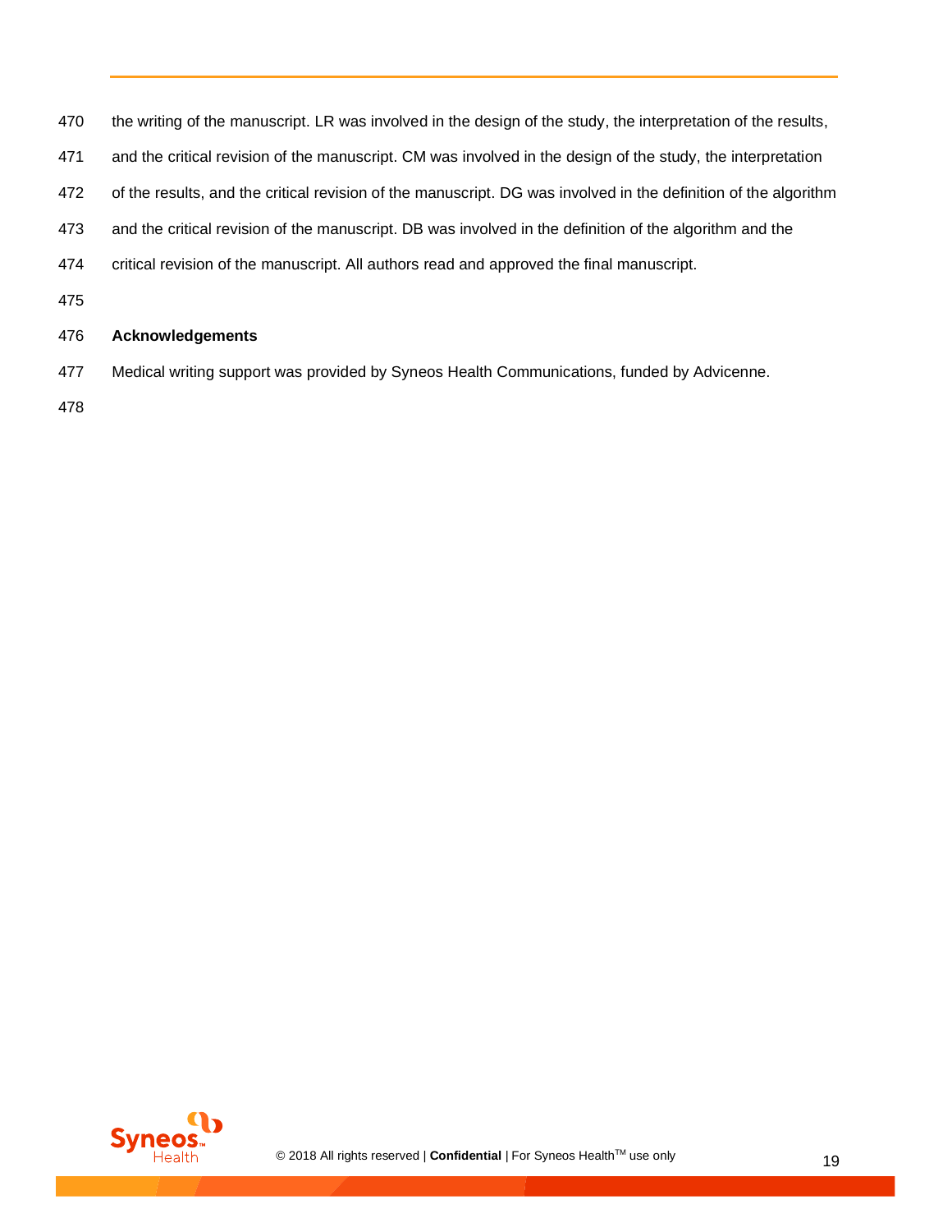the writing of the manuscript. LR was involved in the design of the study, the interpretation of the results, and the critical revision of the manuscript. CM was involved in the design of the study, the interpretation of the results, and the critical revision of the manuscript. DG was involved in the definition of the algorithm and the critical revision of the manuscript. DB was involved in the definition of the algorithm and the critical revision of the manuscript. All authors read and approved the final manuscript.

## Acknowledgements

Medical writing support was provided by Syneos Health Communications, funded by Advicenne.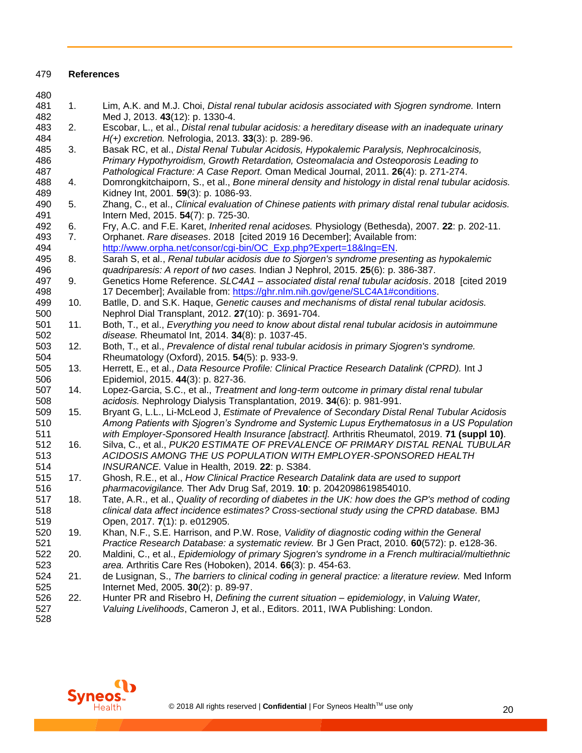## References

1. Lim, A.K. and M.J. Choi, *Distal renal tubular acidosis associated with Sjogren syndrome.* Intern Med J, 2013. **43**(12): p. 1330-4.
2. Escobar, L., et al., *Distal renal tubular acidosis: a hereditary disease with an inadequate urinary H(+) excretion.* Nefrologia, 2013. **33**(3): p. 289-96.
3. Basak RC, et al., *Distal Renal Tubular Acidosis, Hypokalemic Paralysis, Nephrocalcinosis, Primary Hypothyroidism, Growth Retardation, Osteomalacia and Osteoporosis Leading to Pathological Fracture: A Case Report.* Oman Medical Journal, 2011. **26**(4): p. 271-274.
4. Domrongkitchaiporn, S., et al., *Bone mineral density and histology in distal renal tubular acidosis.* Kidney Int, 2001. **59**(3): p. 1086-93.
5. Zhang, C., et al., *Clinical evaluation of Chinese patients with primary distal renal tubular acidosis.* Intern Med, 2015. **54**(7): p. 725-30.
6. Fry, A.C. and F.E. Karet, *Inherited renal acidoses.* Physiology (Bethesda), 2007. **22**: p. 202-11.
7. Orphanet. *Rare diseases*. 2018 [cited 2019 16 December]; Available from: http://www.orpha.net/consor/cgi-bin/OC_Exp.php?Expert=18&lng=EN.
8. Sarah S, et al., *Renal tubular acidosis due to Sjorgen's syndrome presenting as hypokalemic quadriparesis: A report of two cases.* Indian J Nephrol, 2015. **25**(6): p. 386-387.
9. Genetics Home Reference. *SLC4A1 – associated distal renal tubular acidosis*. 2018 [cited 2019 17 December]; Available from: https://ghr.nlm.nih.gov/gene/SLC4A1#conditions.
10. Batlle, D. and S.K. Haque, *Genetic causes and mechanisms of distal renal tubular acidosis.* Nephrol Dial Transplant, 2012. **27**(10): p. 3691-704.
11. Both, T., et al., *Everything you need to know about distal renal tubular acidosis in autoimmune disease.* Rheumatol Int, 2014. **34**(8): p. 1037-45.
12. Both, T., et al., *Prevalence of distal renal tubular acidosis in primary Sjogren's syndrome.* Rheumatology (Oxford), 2015. **54**(5): p. 933-9.
13. Herrett, E., et al., *Data Resource Profile: Clinical Practice Research Datalink (CPRD).* Int J Epidemiol, 2015. **44**(3): p. 827-36.
14. Lopez-Garcia, S.C., et al., *Treatment and long-term outcome in primary distal renal tubular acidosis.* Nephrology Dialysis Transplantation, 2019. **34**(6): p. 981-991.
15. Bryant G, L.L., Li-McLeod J, *Estimate of Prevalence of Secondary Distal Renal Tubular Acidosis Among Patients with Sjogren's Syndrome and Systemic Lupus Erythematosus in a US Population with Employer-Sponsored Health Insurance [abstract].* Arthritis Rheumatol, 2019. **71 (suppl 10)**.
16. Silva, C., et al., *PUK20 ESTIMATE OF PREVALENCE OF PRIMARY DISTAL RENAL TUBULAR ACIDOSIS AMONG THE US POPULATION WITH EMPLOYER-SPONSORED HEALTH INSURANCE.* Value in Health, 2019. **22**: p. S384.
17. Ghosh, R.E., et al., *How Clinical Practice Research Datalink data are used to support pharmacovigilance.* Ther Adv Drug Saf, 2019. **10**: p. 2042098619854010.
18. Tate, A.R., et al., *Quality of recording of diabetes in the UK: how does the GP's method of coding clinical data affect incidence estimates? Cross-sectional study using the CPRD database.* BMJ Open, 2017. **7**(1): p. e012905.
19. Khan, N.F., S.E. Harrison, and P.W. Rose, *Validity of diagnostic coding within the General Practice Research Database: a systematic review.* Br J Gen Pract, 2010. **60**(572): p. e128-36.
20. Maldini, C., et al., *Epidemiology of primary Sjogren's syndrome in a French multiracial/multiethnic area.* Arthritis Care Res (Hoboken), 2014. **66**(3): p. 454-63.
21. de Lusignan, S., *The barriers to clinical coding in general practice: a literature review.* Med Inform Internet Med, 2005. **30**(2): p. 89-97.
22. Hunter PR and Risebro H, *Defining the current situation – epidemiology*, in *Valuing Water, Valuing Livelihoods*, Cameron J, et al., Editors. 2011, IWA Publishing: London.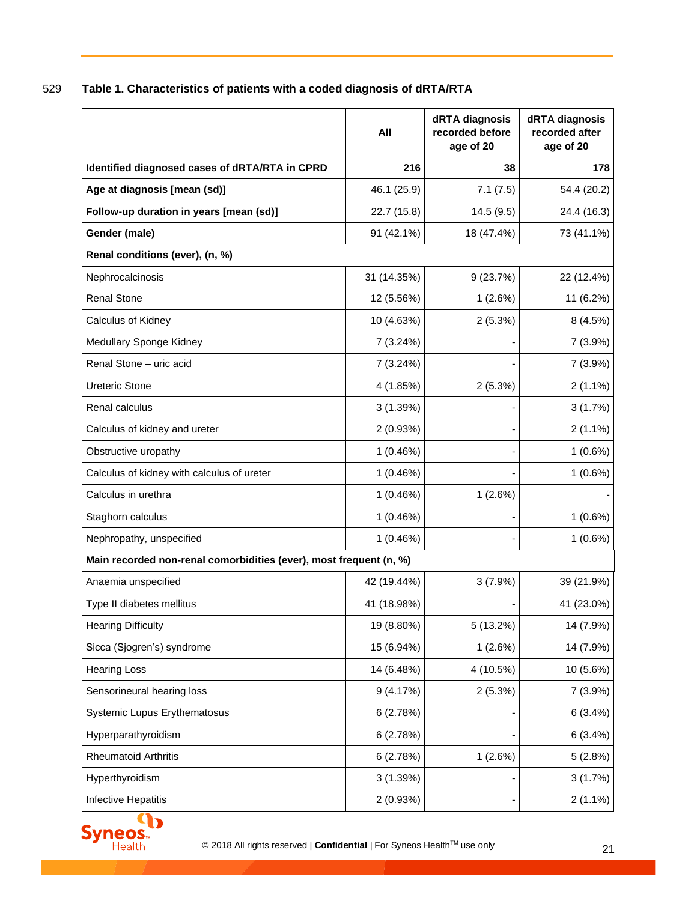529 **Table 1. Characteristics of patients with a coded diagnosis of dRTA/RTA**

| | All | dRTA diagnosis recorded before age of 20 | dRTA diagnosis recorded after age of 20 |
|---|---|---|---|
| **Identified diagnosed cases of dRTA/RTA in CPRD** | **216** | **38** | **178** |
| **Age at diagnosis [mean (sd)]** | 46.1 (25.9) | 7.1 (7.5) | 54.4 (20.2) |
| **Follow-up duration in years [mean (sd)]** | 22.7 (15.8) | 14.5 (9.5) | 24.4 (16.3) |
| **Gender (male)** | 91 (42.1%) | 18 (47.4%) | 73 (41.1%) |
| **Renal conditions (ever), (n, %)** | | | |
| Nephrocalcinosis | 31 (14.35%) | 9 (23.7%) | 22 (12.4%) |
| Renal Stone | 12 (5.56%) | 1 (2.6%) | 11 (6.2%) |
| Calculus of Kidney | 10 (4.63%) | 2 (5.3%) | 8 (4.5%) |
| Medullary Sponge Kidney | 7 (3.24%) | - | 7 (3.9%) |
| Renal Stone – uric acid | 7 (3.24%) | - | 7 (3.9%) |
| Ureteric Stone | 4 (1.85%) | 2 (5.3%) | 2 (1.1%) |
| Renal calculus | 3 (1.39%) | - | 3 (1.7%) |
| Calculus of kidney and ureter | 2 (0.93%) | - | 2 (1.1%) |
| Obstructive uropathy | 1 (0.46%) | - | 1 (0.6%) |
| Calculus of kidney with calculus of ureter | 1 (0.46%) | - | 1 (0.6%) |
| Calculus in urethra | 1 (0.46%) | 1 (2.6%) | - |
| Staghorn calculus | 1 (0.46%) | - | 1 (0.6%) |
| Nephropathy, unspecified | 1 (0.46%) | - | 1 (0.6%) |
| **Main recorded non-renal comorbidities (ever), most frequent (n, %)** | | | |
| Anaemia unspecified | 42 (19.44%) | 3 (7.9%) | 39 (21.9%) |
| Type II diabetes mellitus | 41 (18.98%) | - | 41 (23.0%) |
| Hearing Difficulty | 19 (8.80%) | 5 (13.2%) | 14 (7.9%) |
| Sicca (Sjogren's) syndrome | 15 (6.94%) | 1 (2.6%) | 14 (7.9%) |
| Hearing Loss | 14 (6.48%) | 4 (10.5%) | 10 (5.6%) |
| Sensorineural hearing loss | 9 (4.17%) | 2 (5.3%) | 7 (3.9%) |
| Systemic Lupus Erythematosus | 6 (2.78%) | - | 6 (3.4%) |
| Hyperparathyroidism | 6 (2.78%) | - | 6 (3.4%) |
| Rheumatoid Arthritis | 6 (2.78%) | 1 (2.6%) | 5 (2.8%) |
| Hyperthyroidism | 3 (1.39%) | - | 3 (1.7%) |
| Infective Hepatitis | 2 (0.93%) | - | 2 (1.1%) |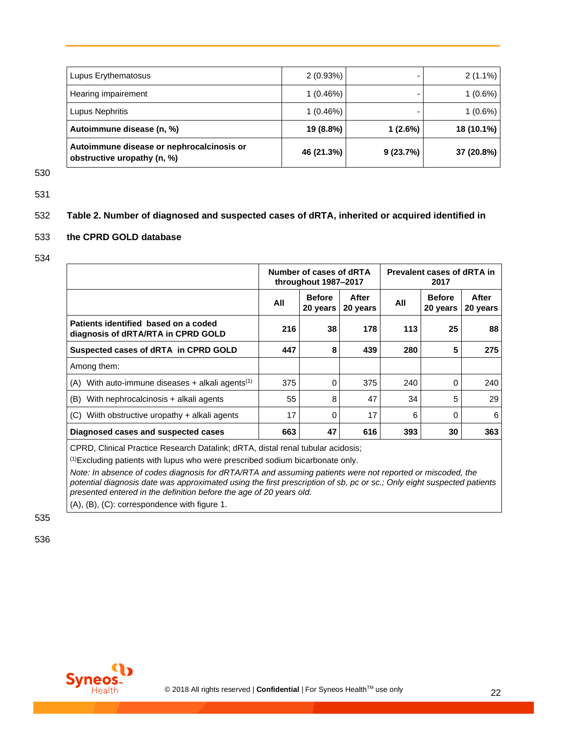| Lupus Erythematosus | 2 (0.93%) | - | 2 (1.1%) |
|---|---|---|---|
| Hearing impairement | 1 (0.46%) | - | 1 (0.6%) |
| Lupus Nephritis | 1 (0.46%) | - | 1 (0.6%) |
| **Autoimmune disease (n, %)** | **19 (8.8%)** | **1 (2.6%)** | **18 (10.1%)** |
| **Autoimmune disease or nephrocalcinosis or obstructive uropathy (n, %)** | **46 (21.3%)** | **9 (23.7%)** | **37 (20.8%)** |

**Table 2. Number of diagnosed and suspected cases of dRTA, inherited or acquired identified in the CPRD GOLD database**

| | **Number of cases of dRTA throughout 1987–2017** | | | **Prevalent cases of dRTA in 2017** | | |
|---|---|---|---|---|---|---|
| | **All** | **Before 20 years** | **After 20 years** | **All** | **Before 20 years** | **After 20 years** |
| **Patients identified based on a coded diagnosis of dRTA/RTA in CPRD GOLD** | **216** | **38** | **178** | **113** | **25** | **88** |
| **Suspected cases of dRTA in CPRD GOLD** | **447** | **8** | **439** | **280** | **5** | **275** |
| Among them: | | | | | | |
| (A) With auto-immune diseases + alkali agents[(1)] | 375 | 0 | 375 | 240 | 0 | 240 |
| (B) With nephrocalcinosis + alkali agents | 55 | 8 | 47 | 34 | 5 | 29 |
| (C) Wiith obstructive uropathy + alkali agents | 17 | 0 | 17 | 6 | 0 | 6 |
| **Diagnosed cases and suspected cases** | **663** | **47** | **616** | **393** | **30** | **363** |

CPRD, Clinical Practice Research Datalink; dRTA, distal renal tubular acidosis;

[(1)]Excluding patients with lupus who were prescribed sodium bicarbonate only.

*Note: In absence of codes diagnosis for dRTA/RTA and assuming patients were not reported or miscoded, the potential diagnosis date was approximated using the first prescription of sb, pc or sc.; Only eight suspected patients presented entered in the definition before the age of 20 years old.*

(A), (B), (C): correspondence with figure 1.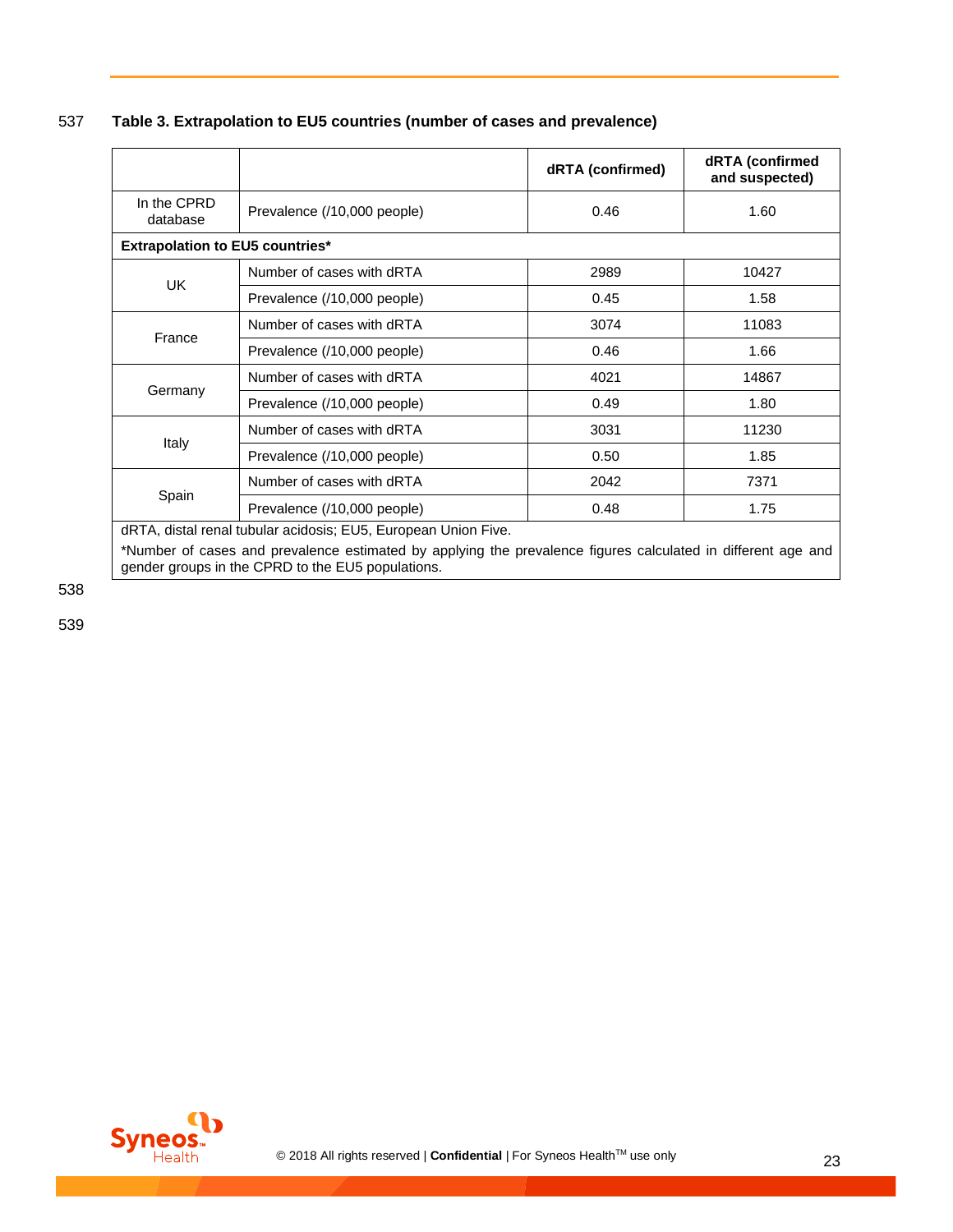**Table 3. Extrapolation to EU5 countries (number of cases and prevalence)**

| | | dRTA (confirmed) | dRTA (confirmed and suspected) |
|---|---|---|---|
| In the CPRD database | Prevalence (/10,000 people) | 0.46 | 1.60 |
| **Extrapolation to EU5 countries*** | | | |
| UK | Number of cases with dRTA | 2989 | 10427 |
| | Prevalence (/10,000 people) | 0.45 | 1.58 |
| France | Number of cases with dRTA | 3074 | 11083 |
| | Prevalence (/10,000 people) | 0.46 | 1.66 |
| Germany | Number of cases with dRTA | 4021 | 14867 |
| | Prevalence (/10,000 people) | 0.49 | 1.80 |
| Italy | Number of cases with dRTA | 3031 | 11230 |
| | Prevalence (/10,000 people) | 0.50 | 1.85 |
| Spain | Number of cases with dRTA | 2042 | 7371 |
| | Prevalence (/10,000 people) | 0.48 | 1.75 |

dRTA, distal renal tubular acidosis; EU5, European Union Five.

*Number of cases and prevalence estimated by applying the prevalence figures calculated in different age and gender groups in the CPRD to the EU5 populations.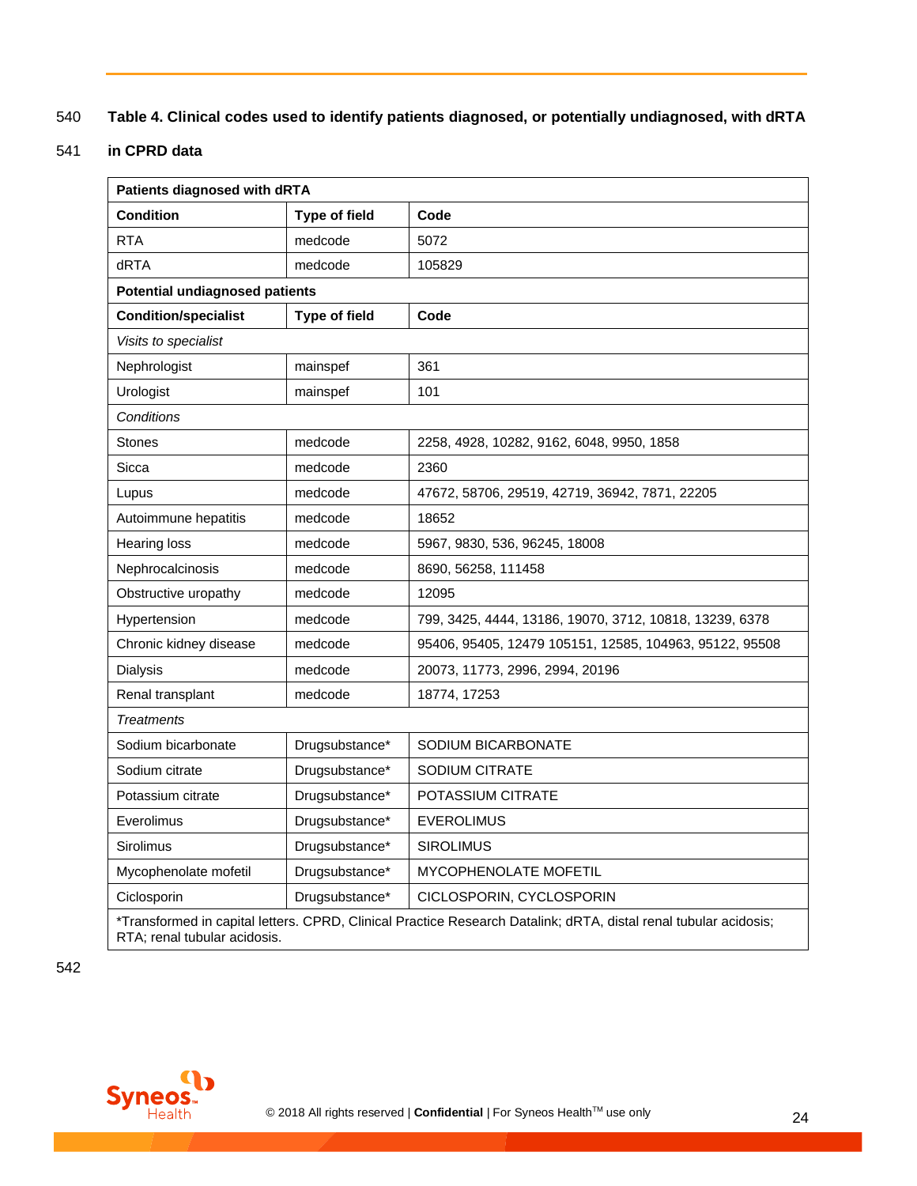**Table 4. Clinical codes used to identify patients diagnosed, or potentially undiagnosed, with dRTA in CPRD data**

| **Patients diagnosed with dRTA** | | |
|---|---|---|
| **Condition** | **Type of field** | **Code** |
| RTA | medcode | 5072 |
| dRTA | medcode | 105829 |
| **Potential undiagnosed patients** | | |
| **Condition/specialist** | **Type of field** | **Code** |
| *Visits to specialist* | | |
| Nephrologist | mainspef | 361 |
| Urologist | mainspef | 101 |
| *Conditions* | | |
| Stones | medcode | 2258, 4928, 10282, 9162, 6048, 9950, 1858 |
| Sicca | medcode | 2360 |
| Lupus | medcode | 47672, 58706, 29519, 42719, 36942, 7871, 22205 |
| Autoimmune hepatitis | medcode | 18652 |
| Hearing loss | medcode | 5967, 9830, 536, 96245, 18008 |
| Nephrocalcinosis | medcode | 8690, 56258, 111458 |
| Obstructive uropathy | medcode | 12095 |
| Hypertension | medcode | 799, 3425, 4444, 13186, 19070, 3712, 10818, 13239, 6378 |
| Chronic kidney disease | medcode | 95406, 95405, 12479 105151, 12585, 104963, 95122, 95508 |
| Dialysis | medcode | 20073, 11773, 2996, 2994, 20196 |
| Renal transplant | medcode | 18774, 17253 |
| *Treatments* | | |
| Sodium bicarbonate | Drugsubstance* | SODIUM BICARBONATE |
| Sodium citrate | Drugsubstance* | SODIUM CITRATE |
| Potassium citrate | Drugsubstance* | POTASSIUM CITRATE |
| Everolimus | Drugsubstance* | EVEROLIMUS |
| Sirolimus | Drugsubstance* | SIROLIMUS |
| Mycophenolate mofetil | Drugsubstance* | MYCOPHENOLATE MOFETIL |
| Ciclosporin | Drugsubstance* | CICLOSPORIN, CYCLOSPORIN |

*Transformed in capital letters. CPRD, Clinical Practice Research Datalink; dRTA, distal renal tubular acidosis; RTA; renal tubular acidosis.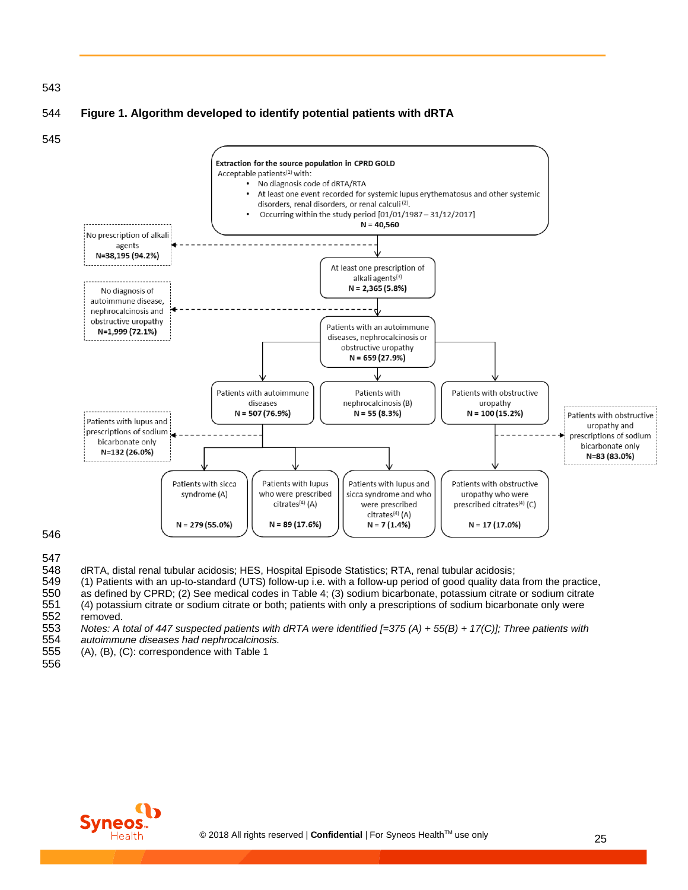**Figure 1. Algorithm developed to identify potential patients with dRTA**

**Extraction for the source population in CPRD GOLD**
Acceptable patients[1] with:
- No diagnosis code of dRTA/RTA
- At least one event recorded for systemic lupus erythematosus and other systemic disorders, renal disorders, or renal calculi [2].
- Occurring within the study period [01/01/1987 – 31/12/2017]

**N = 40,560**

No prescription of alkali agents
**N=38,195 (94.2%)**

At least one prescription of alkali agents[3]
**N = 2,365 (5.8%)**

No diagnosis of autoimmune disease, nephrocalcinosis and obstructive uropathy
**N=1,999 (72.1%)**

Patients with an autoimmune diseases, nephrocalcinosis or obstructive uropathy
**N = 659 (27.9%)**

Patients with autoimmune diseases
**N = 507 (76.9%)**

Patients with nephrocalcinosis (B)
**N = 55 (8.3%)**

Patients with obstructive uropathy
**N = 100 (15.2%)**

Patients with lupus and prescriptions of sodium bicarbonate only
**N=132 (26.0%)**

Patients with obstructive uropathy and prescriptions of sodium bicarbonate only
**N=83 (83.0%)**

Patients with sicca syndrome (A)
**N = 279 (55.0%)**

Patients with lupus who were prescribed citrates[4] (A)
**N = 89 (17.6%)**

Patients with lupus and sicca syndrome and who were prescribed citrates[4] (A)
**N = 7 (1.4%)**

Patients with obstructive uropathy who were prescribed citrates[4] (C)
**N = 17 (17.0%)**

dRTA, distal renal tubular acidosis; HES, Hospital Episode Statistics; RTA, renal tubular acidosis;
(1) Patients with an up-to-standard (UTS) follow-up i.e. with a follow-up period of good quality data from the practice, as defined by CPRD; (2) See medical codes in Table 4; (3) sodium bicarbonate, potassium citrate or sodium citrate (4) potassium citrate or sodium citrate or both; patients with only a prescriptions of sodium bicarbonate only were removed.
*Notes: A total of 447 suspected patients with dRTA were identified [=375 (A) + 55(B) + 17(C)]; Three patients with autoimmune diseases had nephrocalcinosis.*
(A), (B), (C): correspondence with Table 1